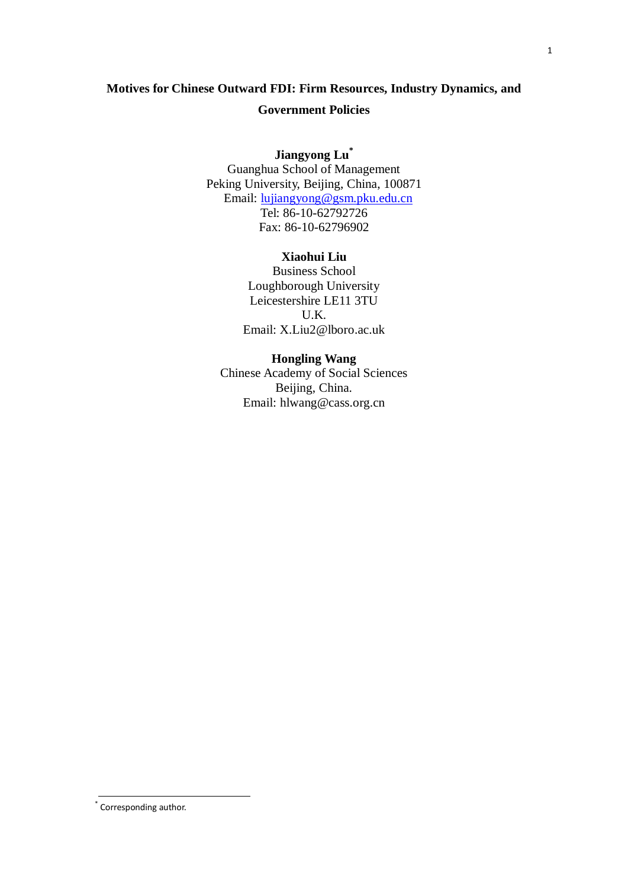# Motives for Chinese Outward FDI: Firm Resources, Industry Dynamics, and Government Policies

**Jiangyong Lu**[*]
Guanghua School of Management
Peking University, Beijing, China, 100871
Email: lujiangyong@gsm.pku.edu.cn
Tel: 86-10-62792726
Fax: 86-10-62796902

**Xiaohui Liu**
Business School
Loughborough University
Leicestershire LE11 3TU
U.K.
Email: X.Liu2@lboro.ac.uk

**Hongling Wang**
Chinese Academy of Social Sciences
Beijing, China.
Email: hlwang@cass.org.cn

[*] Corresponding author.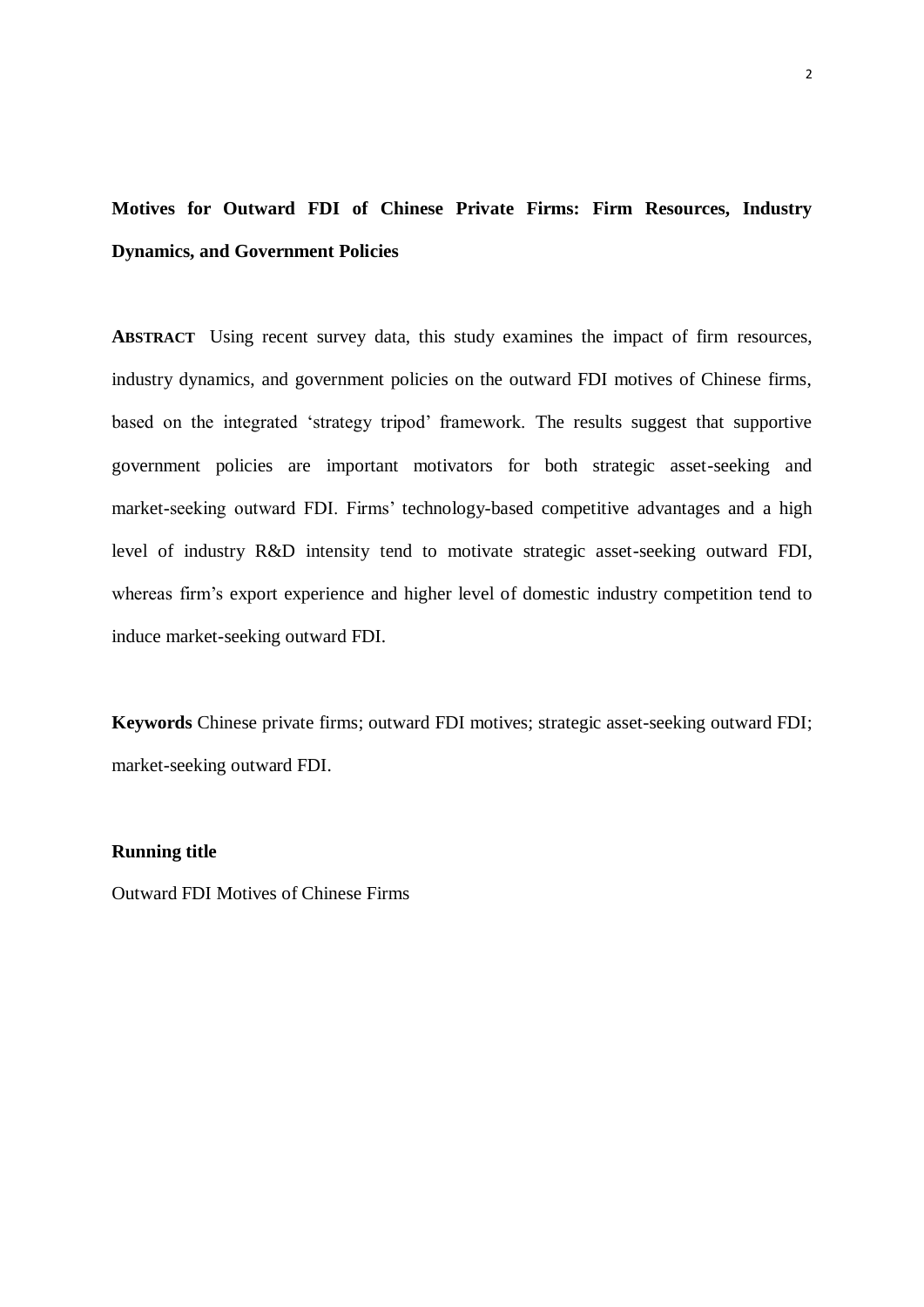# Motives for Outward FDI of Chinese Private Firms: Firm Resources, Industry Dynamics, and Government Policies

**ABSTRACT** Using recent survey data, this study examines the impact of firm resources, industry dynamics, and government policies on the outward FDI motives of Chinese firms, based on the integrated 'strategy tripod' framework. The results suggest that supportive government policies are important motivators for both strategic asset-seeking and market-seeking outward FDI. Firms' technology-based competitive advantages and a high level of industry R&D intensity tend to motivate strategic asset-seeking outward FDI, whereas firm's export experience and higher level of domestic industry competition tend to induce market-seeking outward FDI.

**Keywords** Chinese private firms; outward FDI motives; strategic asset-seeking outward FDI; market-seeking outward FDI.

**Running title**

Outward FDI Motives of Chinese Firms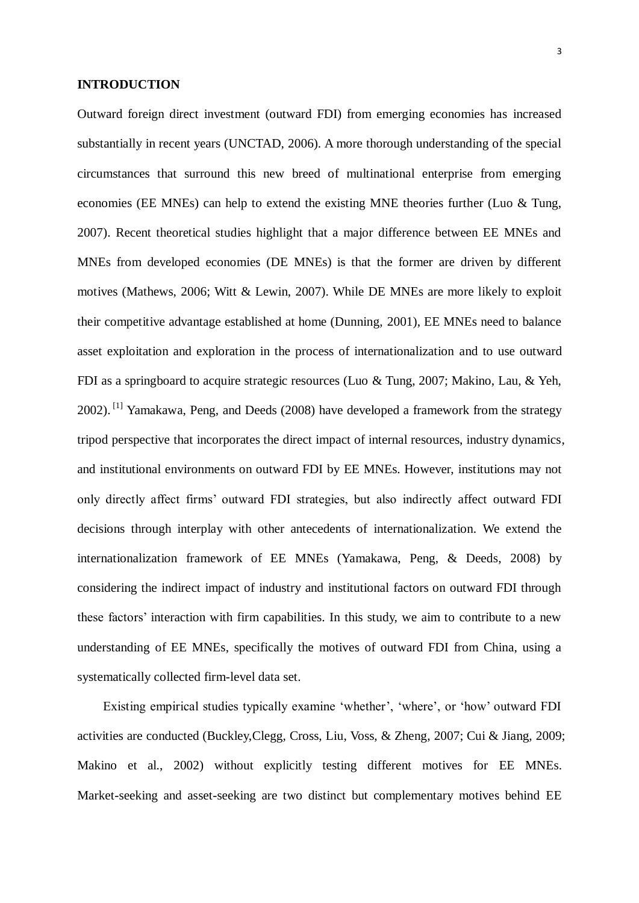## INTRODUCTION

Outward foreign direct investment (outward FDI) from emerging economies has increased substantially in recent years (UNCTAD, 2006). A more thorough understanding of the special circumstances that surround this new breed of multinational enterprise from emerging economies (EE MNEs) can help to extend the existing MNE theories further (Luo & Tung, 2007). Recent theoretical studies highlight that a major difference between EE MNEs and MNEs from developed economies (DE MNEs) is that the former are driven by different motives (Mathews, 2006; Witt & Lewin, 2007). While DE MNEs are more likely to exploit their competitive advantage established at home (Dunning, 2001), EE MNEs need to balance asset exploitation and exploration in the process of internationalization and to use outward FDI as a springboard to acquire strategic resources (Luo & Tung, 2007; Makino, Lau, & Yeh, 2002). [1] Yamakawa, Peng, and Deeds (2008) have developed a framework from the strategy tripod perspective that incorporates the direct impact of internal resources, industry dynamics, and institutional environments on outward FDI by EE MNEs. However, institutions may not only directly affect firms' outward FDI strategies, but also indirectly affect outward FDI decisions through interplay with other antecedents of internationalization. We extend the internationalization framework of EE MNEs (Yamakawa, Peng, & Deeds, 2008) by considering the indirect impact of industry and institutional factors on outward FDI through these factors' interaction with firm capabilities. In this study, we aim to contribute to a new understanding of EE MNEs, specifically the motives of outward FDI from China, using a systematically collected firm-level data set.

Existing empirical studies typically examine 'whether', 'where', or 'how' outward FDI activities are conducted (Buckley,Clegg, Cross, Liu, Voss, & Zheng, 2007; Cui & Jiang, 2009; Makino et al., 2002) without explicitly testing different motives for EE MNEs. Market-seeking and asset-seeking are two distinct but complementary motives behind EE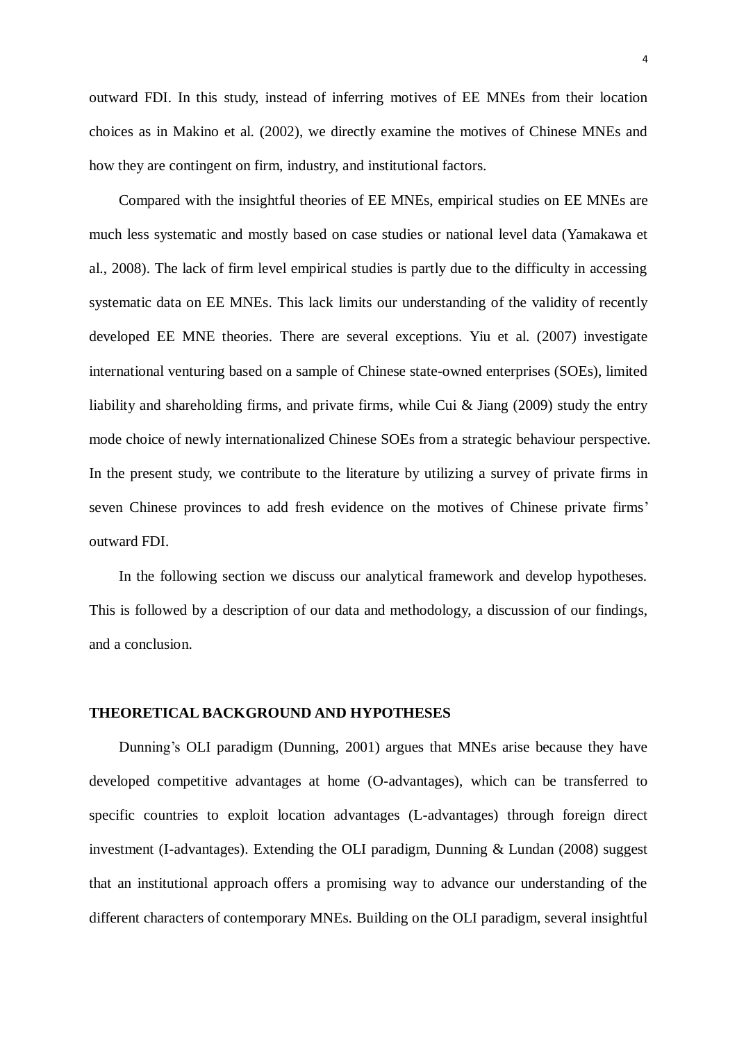outward FDI. In this study, instead of inferring motives of EE MNEs from their location choices as in Makino et al. (2002), we directly examine the motives of Chinese MNEs and how they are contingent on firm, industry, and institutional factors.

Compared with the insightful theories of EE MNEs, empirical studies on EE MNEs are much less systematic and mostly based on case studies or national level data (Yamakawa et al., 2008). The lack of firm level empirical studies is partly due to the difficulty in accessing systematic data on EE MNEs. This lack limits our understanding of the validity of recently developed EE MNE theories. There are several exceptions. Yiu et al. (2007) investigate international venturing based on a sample of Chinese state-owned enterprises (SOEs), limited liability and shareholding firms, and private firms, while Cui & Jiang (2009) study the entry mode choice of newly internationalized Chinese SOEs from a strategic behaviour perspective. In the present study, we contribute to the literature by utilizing a survey of private firms in seven Chinese provinces to add fresh evidence on the motives of Chinese private firms' outward FDI.

In the following section we discuss our analytical framework and develop hypotheses. This is followed by a description of our data and methodology, a discussion of our findings, and a conclusion.

## THEORETICAL BACKGROUND AND HYPOTHESES

Dunning's OLI paradigm (Dunning, 2001) argues that MNEs arise because they have developed competitive advantages at home (O-advantages), which can be transferred to specific countries to exploit location advantages (L-advantages) through foreign direct investment (I-advantages). Extending the OLI paradigm, Dunning & Lundan (2008) suggest that an institutional approach offers a promising way to advance our understanding of the different characters of contemporary MNEs. Building on the OLI paradigm, several insightful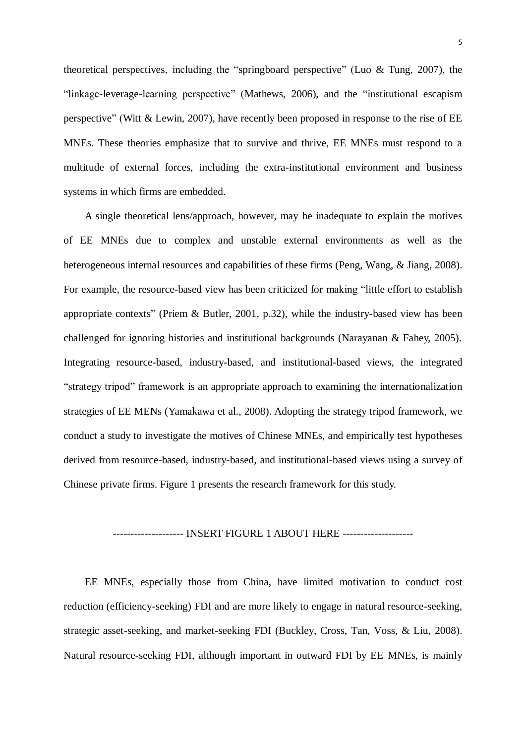theoretical perspectives, including the "springboard perspective" (Luo & Tung, 2007), the "linkage-leverage-learning perspective" (Mathews, 2006), and the "institutional escapism perspective" (Witt & Lewin, 2007), have recently been proposed in response to the rise of EE MNEs. These theories emphasize that to survive and thrive, EE MNEs must respond to a multitude of external forces, including the extra-institutional environment and business systems in which firms are embedded.

A single theoretical lens/approach, however, may be inadequate to explain the motives of EE MNEs due to complex and unstable external environments as well as the heterogeneous internal resources and capabilities of these firms (Peng, Wang, & Jiang, 2008). For example, the resource-based view has been criticized for making "little effort to establish appropriate contexts" (Priem & Butler, 2001, p.32), while the industry-based view has been challenged for ignoring histories and institutional backgrounds (Narayanan & Fahey, 2005). Integrating resource-based, industry-based, and institutional-based views, the integrated "strategy tripod" framework is an appropriate approach to examining the internationalization strategies of EE MENs (Yamakawa et al., 2008). Adopting the strategy tripod framework, we conduct a study to investigate the motives of Chinese MNEs, and empirically test hypotheses derived from resource-based, industry-based, and institutional-based views using a survey of Chinese private firms. Figure 1 presents the research framework for this study.

-------------------- INSERT FIGURE 1 ABOUT HERE --------------------

EE MNEs, especially those from China, have limited motivation to conduct cost reduction (efficiency-seeking) FDI and are more likely to engage in natural resource-seeking, strategic asset-seeking, and market-seeking FDI (Buckley, Cross, Tan, Voss, & Liu, 2008). Natural resource-seeking FDI, although important in outward FDI by EE MNEs, is mainly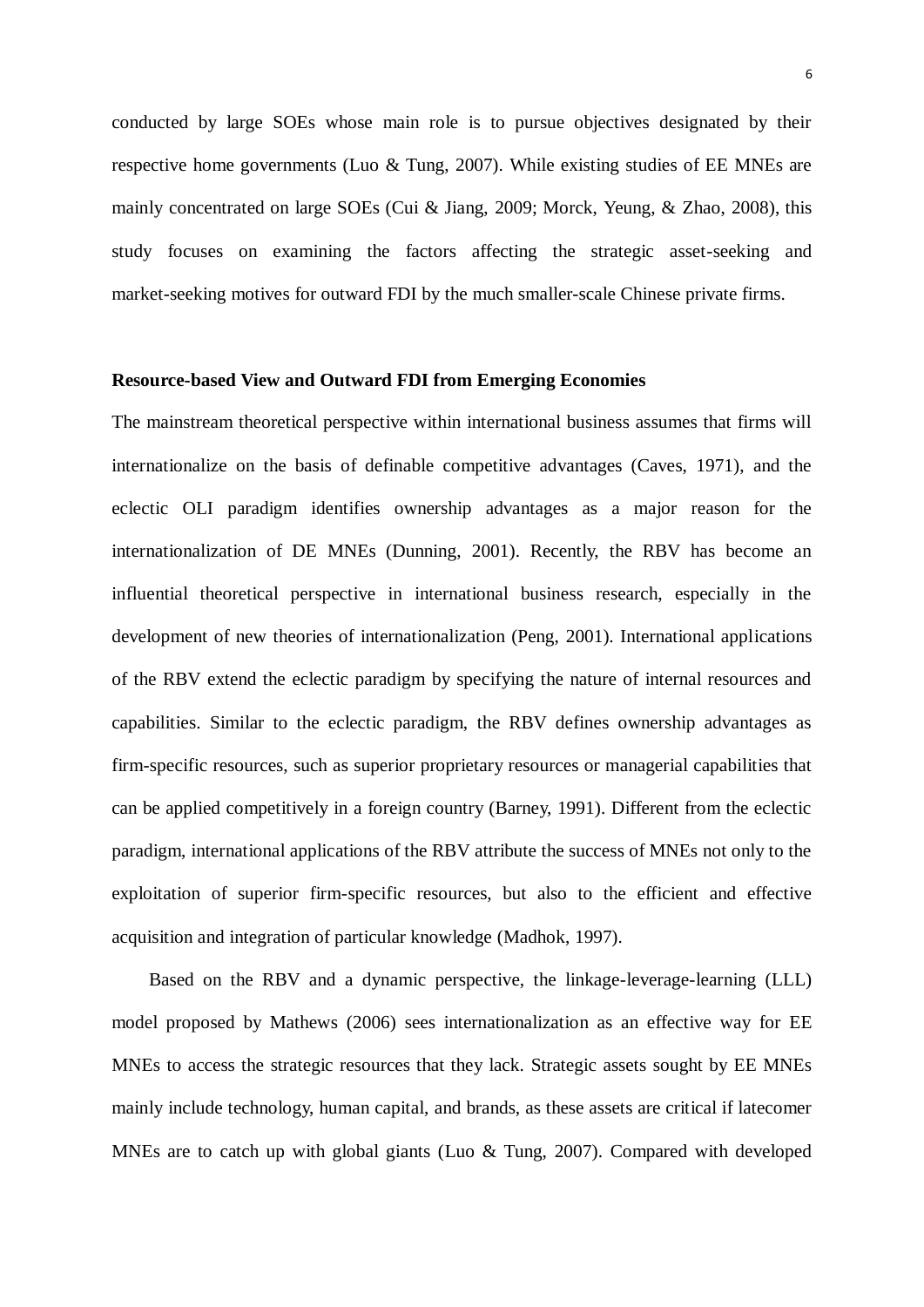conducted by large SOEs whose main role is to pursue objectives designated by their respective home governments (Luo & Tung, 2007). While existing studies of EE MNEs are mainly concentrated on large SOEs (Cui & Jiang, 2009; Morck, Yeung, & Zhao, 2008), this study focuses on examining the factors affecting the strategic asset-seeking and market-seeking motives for outward FDI by the much smaller-scale Chinese private firms.

**Resource-based View and Outward FDI from Emerging Economies**

The mainstream theoretical perspective within international business assumes that firms will internationalize on the basis of definable competitive advantages (Caves, 1971), and the eclectic OLI paradigm identifies ownership advantages as a major reason for the internationalization of DE MNEs (Dunning, 2001). Recently, the RBV has become an influential theoretical perspective in international business research, especially in the development of new theories of internationalization (Peng, 2001). International applications of the RBV extend the eclectic paradigm by specifying the nature of internal resources and capabilities. Similar to the eclectic paradigm, the RBV defines ownership advantages as firm-specific resources, such as superior proprietary resources or managerial capabilities that can be applied competitively in a foreign country (Barney, 1991). Different from the eclectic paradigm, international applications of the RBV attribute the success of MNEs not only to the exploitation of superior firm-specific resources, but also to the efficient and effective acquisition and integration of particular knowledge (Madhok, 1997).

Based on the RBV and a dynamic perspective, the linkage-leverage-learning (LLL) model proposed by Mathews (2006) sees internationalization as an effective way for EE MNEs to access the strategic resources that they lack. Strategic assets sought by EE MNEs mainly include technology, human capital, and brands, as these assets are critical if latecomer MNEs are to catch up with global giants (Luo & Tung, 2007). Compared with developed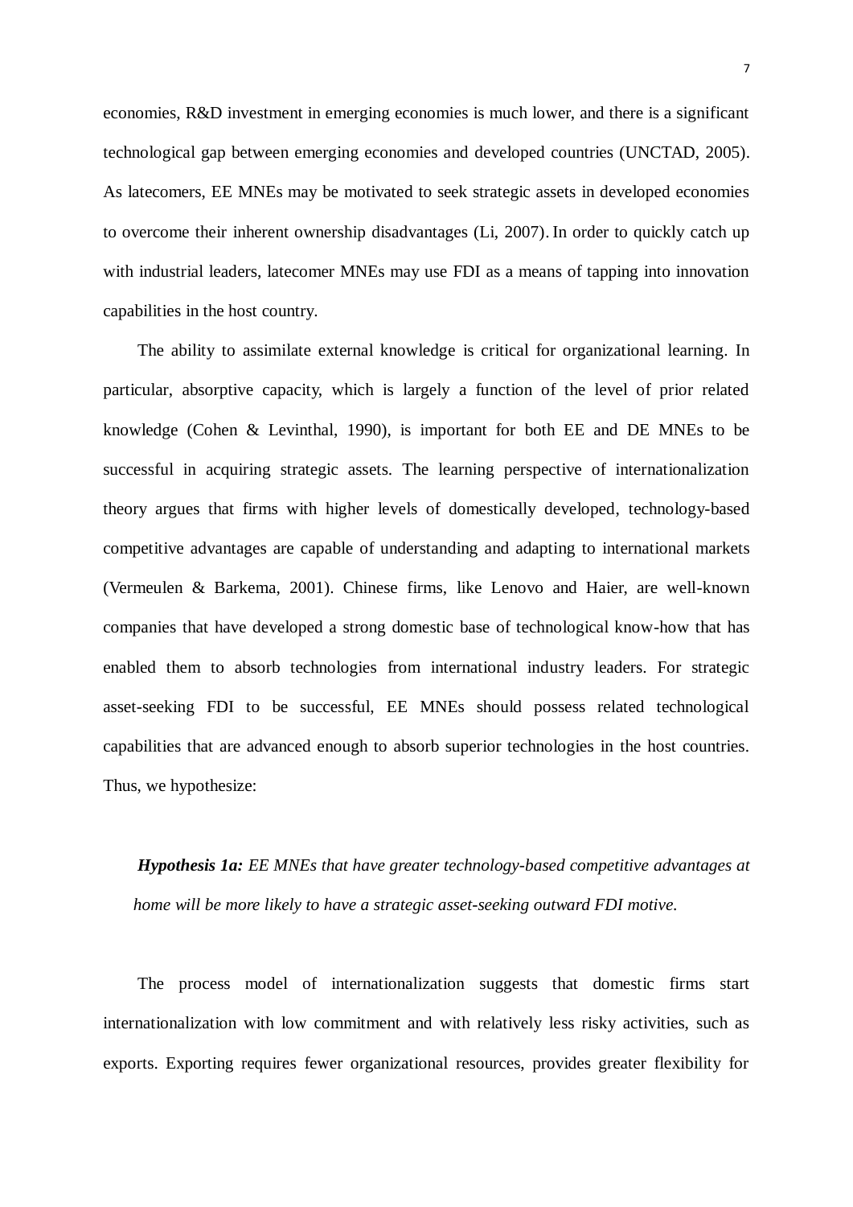economies, R&D investment in emerging economies is much lower, and there is a significant technological gap between emerging economies and developed countries (UNCTAD, 2005). As latecomers, EE MNEs may be motivated to seek strategic assets in developed economies to overcome their inherent ownership disadvantages (Li, 2007). In order to quickly catch up with industrial leaders, latecomer MNEs may use FDI as a means of tapping into innovation capabilities in the host country.

The ability to assimilate external knowledge is critical for organizational learning. In particular, absorptive capacity, which is largely a function of the level of prior related knowledge (Cohen & Levinthal, 1990), is important for both EE and DE MNEs to be successful in acquiring strategic assets. The learning perspective of internationalization theory argues that firms with higher levels of domestically developed, technology-based competitive advantages are capable of understanding and adapting to international markets (Vermeulen & Barkema, 2001). Chinese firms, like Lenovo and Haier, are well-known companies that have developed a strong domestic base of technological know-how that has enabled them to absorb technologies from international industry leaders. For strategic asset-seeking FDI to be successful, EE MNEs should possess related technological capabilities that are advanced enough to absorb superior technologies in the host countries. Thus, we hypothesize:

***Hypothesis 1a:*** *EE MNEs that have greater technology-based competitive advantages at home will be more likely to have a strategic asset-seeking outward FDI motive.*

The process model of internationalization suggests that domestic firms start internationalization with low commitment and with relatively less risky activities, such as exports. Exporting requires fewer organizational resources, provides greater flexibility for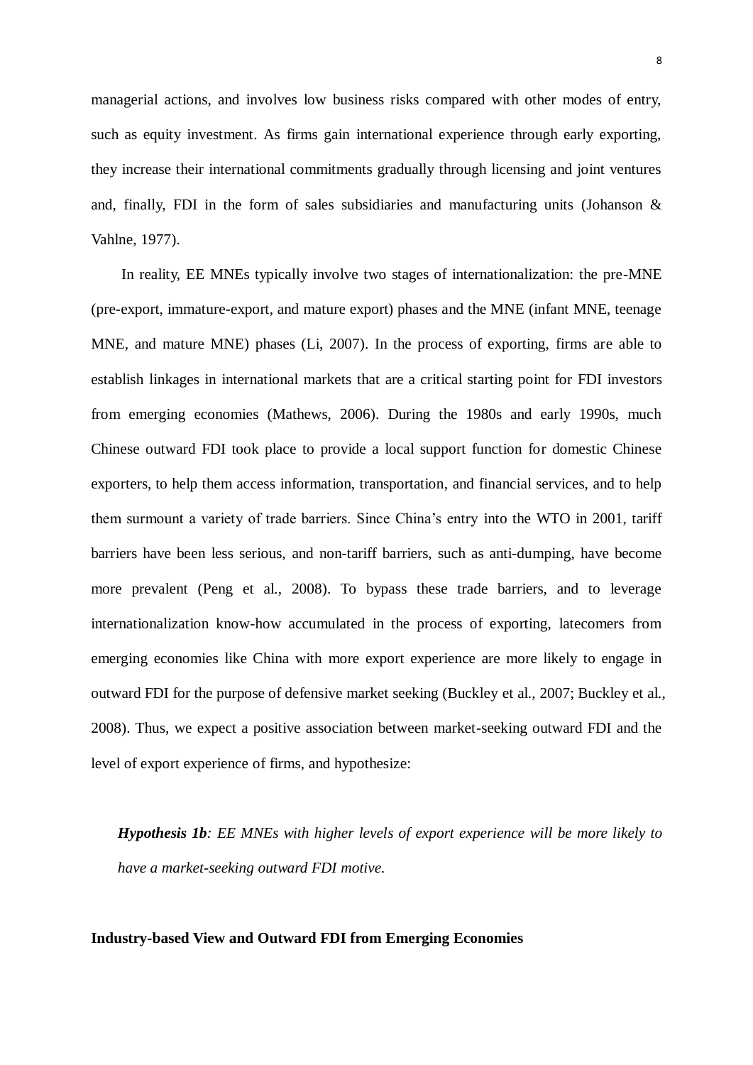managerial actions, and involves low business risks compared with other modes of entry, such as equity investment. As firms gain international experience through early exporting, they increase their international commitments gradually through licensing and joint ventures and, finally, FDI in the form of sales subsidiaries and manufacturing units (Johanson & Vahlne, 1977).

In reality, EE MNEs typically involve two stages of internationalization: the pre-MNE (pre-export, immature-export, and mature export) phases and the MNE (infant MNE, teenage MNE, and mature MNE) phases (Li, 2007). In the process of exporting, firms are able to establish linkages in international markets that are a critical starting point for FDI investors from emerging economies (Mathews, 2006). During the 1980s and early 1990s, much Chinese outward FDI took place to provide a local support function for domestic Chinese exporters, to help them access information, transportation, and financial services, and to help them surmount a variety of trade barriers. Since China's entry into the WTO in 2001, tariff barriers have been less serious, and non-tariff barriers, such as anti-dumping, have become more prevalent (Peng et al., 2008). To bypass these trade barriers, and to leverage internationalization know-how accumulated in the process of exporting, latecomers from emerging economies like China with more export experience are more likely to engage in outward FDI for the purpose of defensive market seeking (Buckley et al., 2007; Buckley et al., 2008). Thus, we expect a positive association between market-seeking outward FDI and the level of export experience of firms, and hypothesize:

***Hypothesis 1b****: EE MNEs with higher levels of export experience will be more likely to have a market-seeking outward FDI motive.*

**Industry-based View and Outward FDI from Emerging Economies**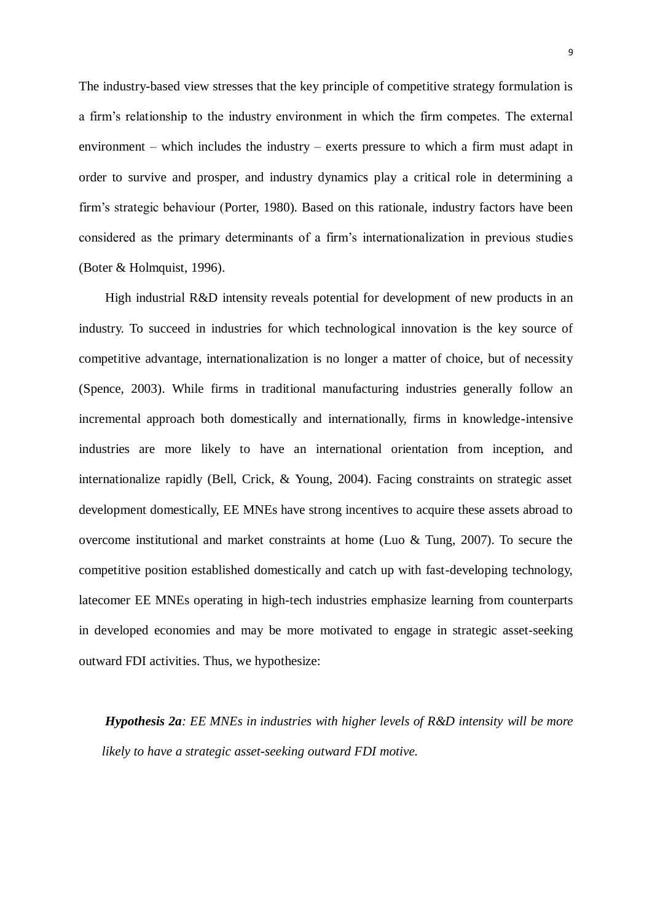The industry-based view stresses that the key principle of competitive strategy formulation is a firm's relationship to the industry environment in which the firm competes. The external environment – which includes the industry – exerts pressure to which a firm must adapt in order to survive and prosper, and industry dynamics play a critical role in determining a firm's strategic behaviour (Porter, 1980). Based on this rationale, industry factors have been considered as the primary determinants of a firm's internationalization in previous studies (Boter & Holmquist, 1996).

High industrial R&D intensity reveals potential for development of new products in an industry. To succeed in industries for which technological innovation is the key source of competitive advantage, internationalization is no longer a matter of choice, but of necessity (Spence, 2003). While firms in traditional manufacturing industries generally follow an incremental approach both domestically and internationally, firms in knowledge-intensive industries are more likely to have an international orientation from inception, and internationalize rapidly (Bell, Crick, & Young, 2004). Facing constraints on strategic asset development domestically, EE MNEs have strong incentives to acquire these assets abroad to overcome institutional and market constraints at home (Luo & Tung, 2007). To secure the competitive position established domestically and catch up with fast-developing technology, latecomer EE MNEs operating in high-tech industries emphasize learning from counterparts in developed economies and may be more motivated to engage in strategic asset-seeking outward FDI activities. Thus, we hypothesize:

***Hypothesis 2a**: EE MNEs in industries with higher levels of R&D intensity will be more likely to have a strategic asset-seeking outward FDI motive.*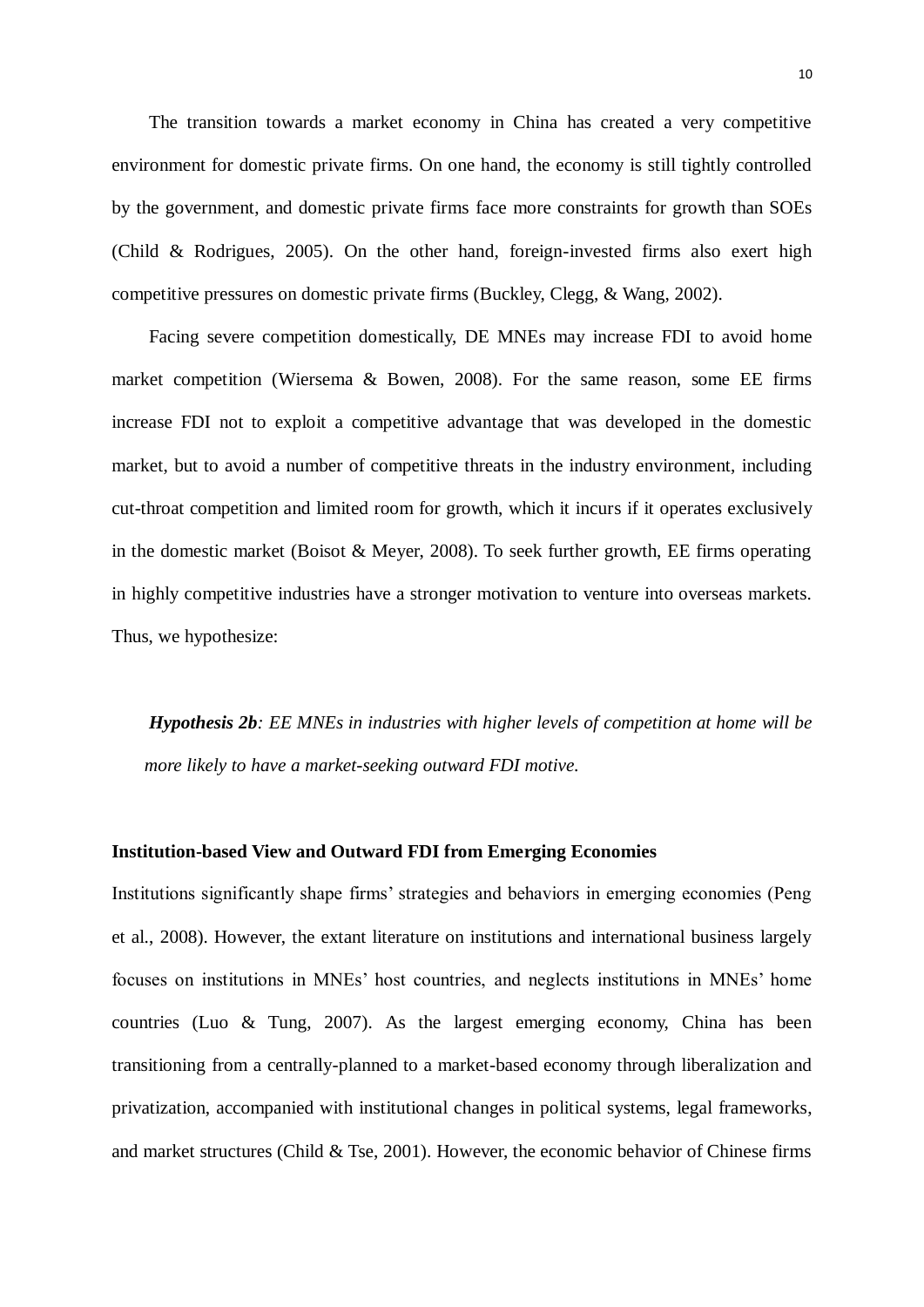The transition towards a market economy in China has created a very competitive environment for domestic private firms. On one hand, the economy is still tightly controlled by the government, and domestic private firms face more constraints for growth than SOEs (Child & Rodrigues, 2005). On the other hand, foreign-invested firms also exert high competitive pressures on domestic private firms (Buckley, Clegg, & Wang, 2002).

Facing severe competition domestically, DE MNEs may increase FDI to avoid home market competition (Wiersema & Bowen, 2008). For the same reason, some EE firms increase FDI not to exploit a competitive advantage that was developed in the domestic market, but to avoid a number of competitive threats in the industry environment, including cut-throat competition and limited room for growth, which it incurs if it operates exclusively in the domestic market (Boisot & Meyer, 2008). To seek further growth, EE firms operating in highly competitive industries have a stronger motivation to venture into overseas markets. Thus, we hypothesize:

***Hypothesis 2b****: EE MNEs in industries with higher levels of competition at home will be more likely to have a market-seeking outward FDI motive.*

**Institution-based View and Outward FDI from Emerging Economies**

Institutions significantly shape firms' strategies and behaviors in emerging economies (Peng et al., 2008). However, the extant literature on institutions and international business largely focuses on institutions in MNEs' host countries, and neglects institutions in MNEs' home countries (Luo & Tung, 2007). As the largest emerging economy, China has been transitioning from a centrally-planned to a market-based economy through liberalization and privatization, accompanied with institutional changes in political systems, legal frameworks, and market structures (Child & Tse, 2001). However, the economic behavior of Chinese firms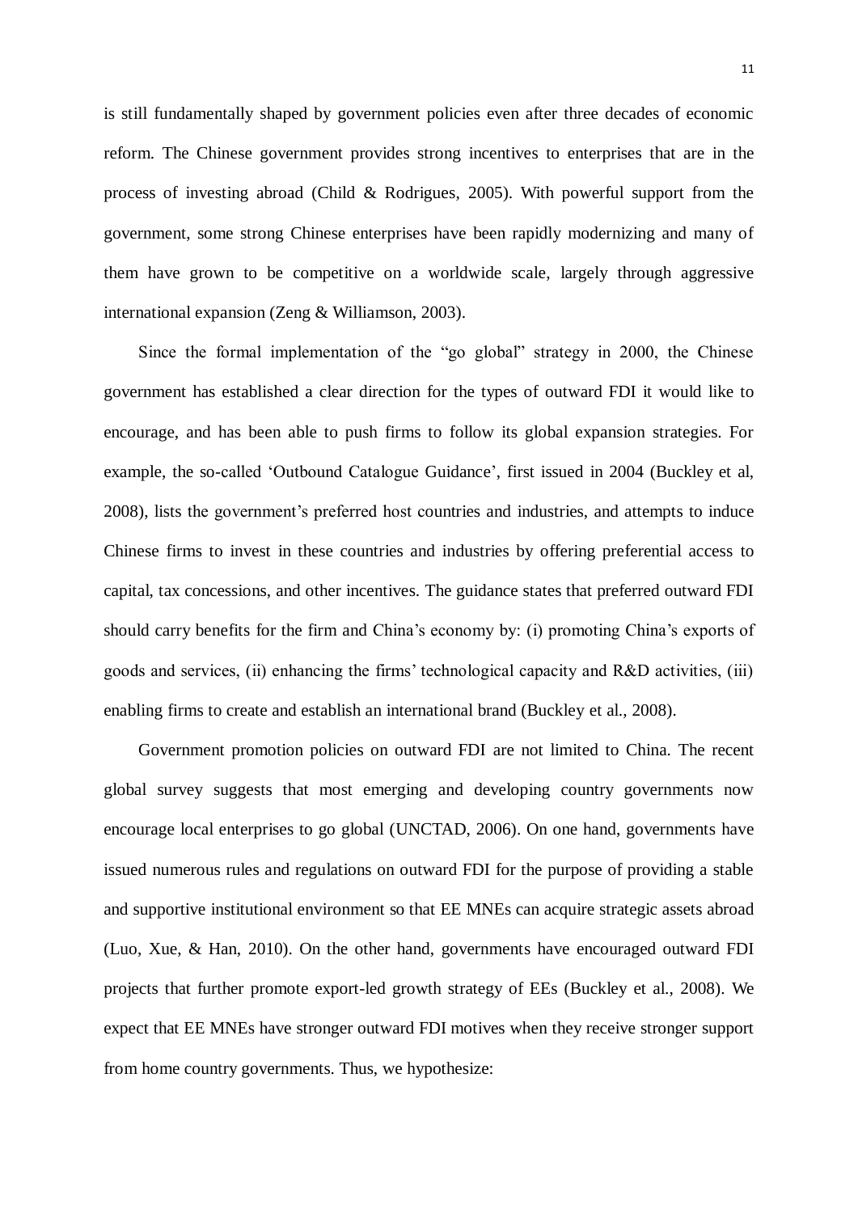is still fundamentally shaped by government policies even after three decades of economic reform. The Chinese government provides strong incentives to enterprises that are in the process of investing abroad (Child & Rodrigues, 2005). With powerful support from the government, some strong Chinese enterprises have been rapidly modernizing and many of them have grown to be competitive on a worldwide scale, largely through aggressive international expansion (Zeng & Williamson, 2003).

Since the formal implementation of the "go global" strategy in 2000, the Chinese government has established a clear direction for the types of outward FDI it would like to encourage, and has been able to push firms to follow its global expansion strategies. For example, the so-called 'Outbound Catalogue Guidance', first issued in 2004 (Buckley et al, 2008), lists the government's preferred host countries and industries, and attempts to induce Chinese firms to invest in these countries and industries by offering preferential access to capital, tax concessions, and other incentives. The guidance states that preferred outward FDI should carry benefits for the firm and China's economy by: (i) promoting China's exports of goods and services, (ii) enhancing the firms' technological capacity and R&D activities, (iii) enabling firms to create and establish an international brand (Buckley et al., 2008).

Government promotion policies on outward FDI are not limited to China. The recent global survey suggests that most emerging and developing country governments now encourage local enterprises to go global (UNCTAD, 2006). On one hand, governments have issued numerous rules and regulations on outward FDI for the purpose of providing a stable and supportive institutional environment so that EE MNEs can acquire strategic assets abroad (Luo, Xue, & Han, 2010). On the other hand, governments have encouraged outward FDI projects that further promote export-led growth strategy of EEs (Buckley et al., 2008). We expect that EE MNEs have stronger outward FDI motives when they receive stronger support from home country governments. Thus, we hypothesize: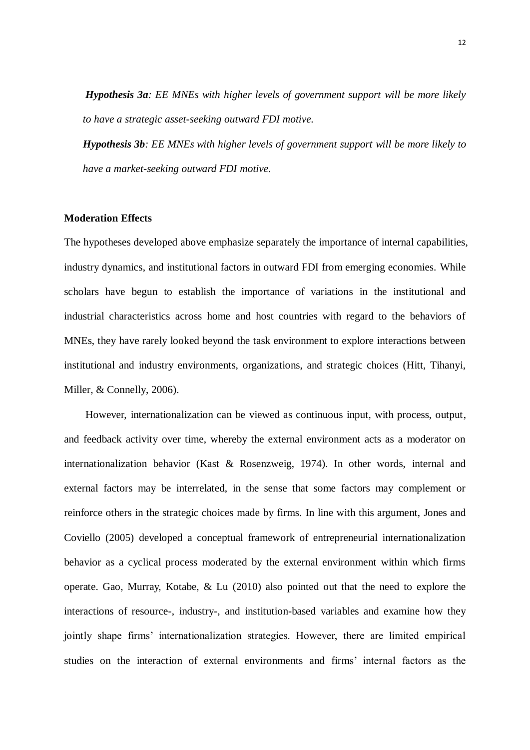***Hypothesis 3a****: EE MNEs with higher levels of government support will be more likely to have a strategic asset-seeking outward FDI motive.*

***Hypothesis 3b****: EE MNEs with higher levels of government support will be more likely to have a market-seeking outward FDI motive.*

**Moderation Effects**

The hypotheses developed above emphasize separately the importance of internal capabilities, industry dynamics, and institutional factors in outward FDI from emerging economies. While scholars have begun to establish the importance of variations in the institutional and industrial characteristics across home and host countries with regard to the behaviors of MNEs, they have rarely looked beyond the task environment to explore interactions between institutional and industry environments, organizations, and strategic choices (Hitt, Tihanyi, Miller, & Connelly, 2006).

However, internationalization can be viewed as continuous input, with process, output, and feedback activity over time, whereby the external environment acts as a moderator on internationalization behavior (Kast & Rosenzweig, 1974). In other words, internal and external factors may be interrelated, in the sense that some factors may complement or reinforce others in the strategic choices made by firms. In line with this argument, Jones and Coviello (2005) developed a conceptual framework of entrepreneurial internationalization behavior as a cyclical process moderated by the external environment within which firms operate. Gao, Murray, Kotabe, & Lu (2010) also pointed out that the need to explore the interactions of resource-, industry-, and institution-based variables and examine how they jointly shape firms' internationalization strategies. However, there are limited empirical studies on the interaction of external environments and firms' internal factors as the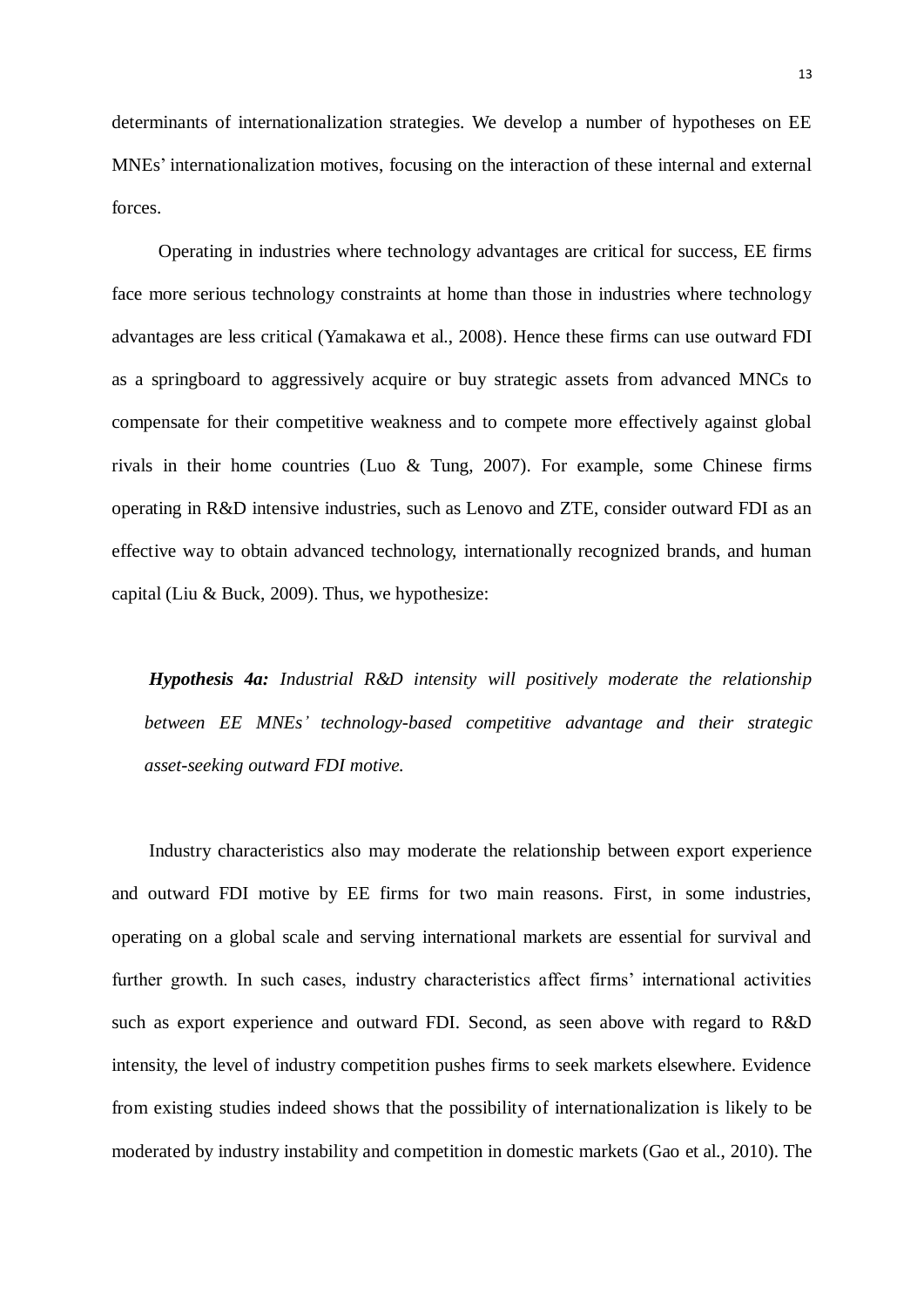determinants of internationalization strategies. We develop a number of hypotheses on EE MNEs' internationalization motives, focusing on the interaction of these internal and external forces.

Operating in industries where technology advantages are critical for success, EE firms face more serious technology constraints at home than those in industries where technology advantages are less critical (Yamakawa et al., 2008). Hence these firms can use outward FDI as a springboard to aggressively acquire or buy strategic assets from advanced MNCs to compensate for their competitive weakness and to compete more effectively against global rivals in their home countries (Luo & Tung, 2007). For example, some Chinese firms operating in R&D intensive industries, such as Lenovo and ZTE, consider outward FDI as an effective way to obtain advanced technology, internationally recognized brands, and human capital (Liu & Buck, 2009). Thus, we hypothesize:

> ***Hypothesis 4a:*** *Industrial R&D intensity will positively moderate the relationship between EE MNEs' technology-based competitive advantage and their strategic asset-seeking outward FDI motive.*

Industry characteristics also may moderate the relationship between export experience and outward FDI motive by EE firms for two main reasons. First, in some industries, operating on a global scale and serving international markets are essential for survival and further growth. In such cases, industry characteristics affect firms' international activities such as export experience and outward FDI. Second, as seen above with regard to R&D intensity, the level of industry competition pushes firms to seek markets elsewhere. Evidence from existing studies indeed shows that the possibility of internationalization is likely to be moderated by industry instability and competition in domestic markets (Gao et al., 2010). The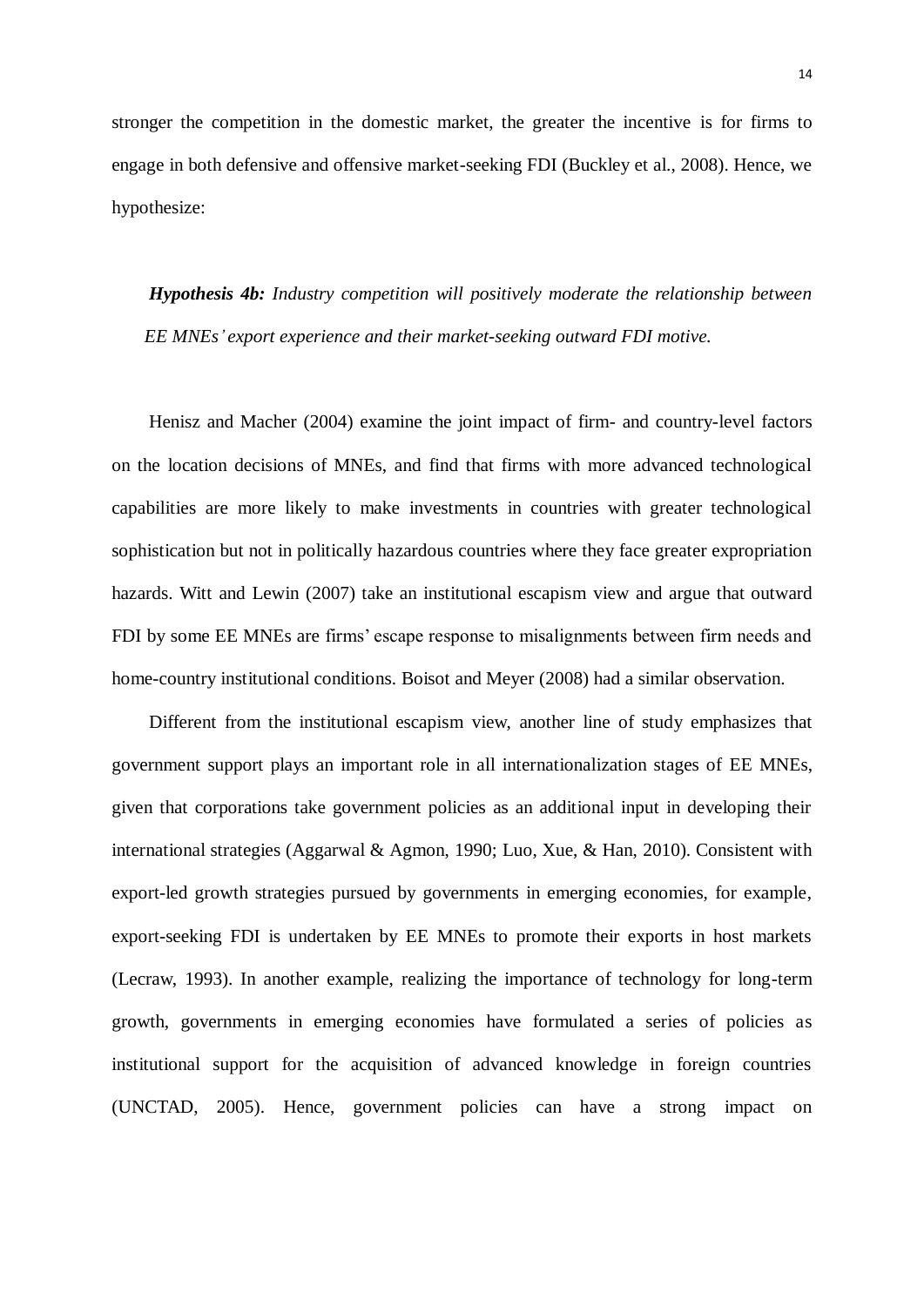stronger the competition in the domestic market, the greater the incentive is for firms to engage in both defensive and offensive market-seeking FDI (Buckley et al., 2008). Hence, we hypothesize:

***Hypothesis 4b:*** *Industry competition will positively moderate the relationship between EE MNEs' export experience and their market-seeking outward FDI motive.*

Henisz and Macher (2004) examine the joint impact of firm- and country-level factors on the location decisions of MNEs, and find that firms with more advanced technological capabilities are more likely to make investments in countries with greater technological sophistication but not in politically hazardous countries where they face greater expropriation hazards. Witt and Lewin (2007) take an institutional escapism view and argue that outward FDI by some EE MNEs are firms' escape response to misalignments between firm needs and home-country institutional conditions. Boisot and Meyer (2008) had a similar observation.

Different from the institutional escapism view, another line of study emphasizes that government support plays an important role in all internationalization stages of EE MNEs, given that corporations take government policies as an additional input in developing their international strategies (Aggarwal & Agmon, 1990; Luo, Xue, & Han, 2010). Consistent with export-led growth strategies pursued by governments in emerging economies, for example, export-seeking FDI is undertaken by EE MNEs to promote their exports in host markets (Lecraw, 1993). In another example, realizing the importance of technology for long-term growth, governments in emerging economies have formulated a series of policies as institutional support for the acquisition of advanced knowledge in foreign countries (UNCTAD, 2005). Hence, government policies can have a strong impact on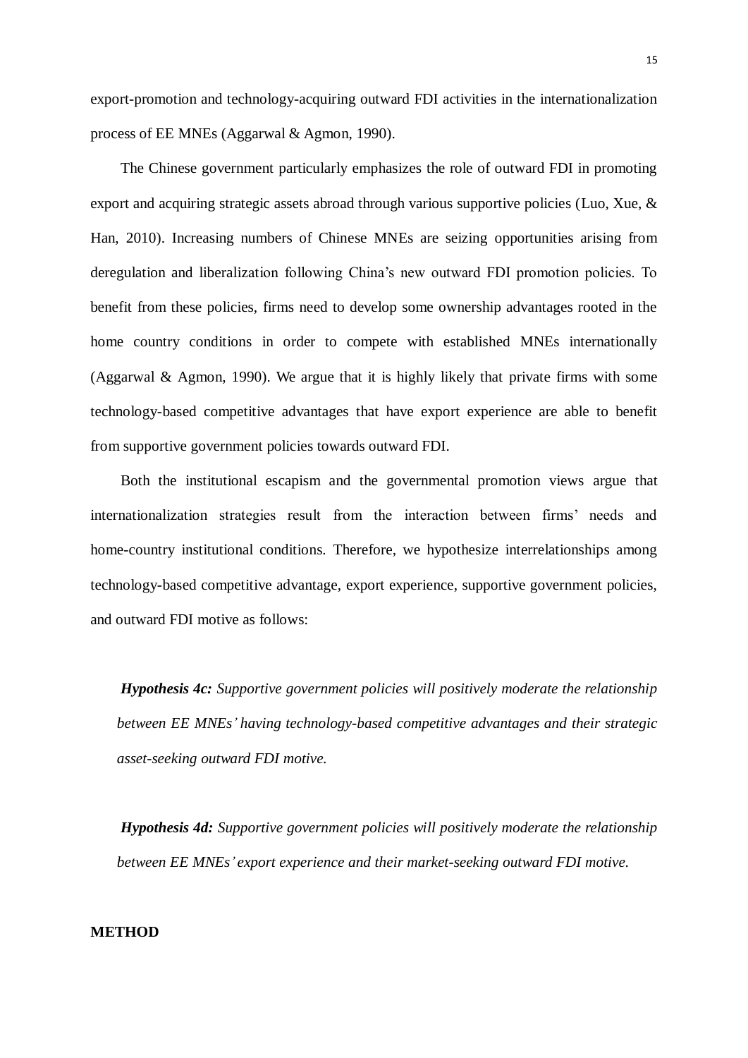export-promotion and technology-acquiring outward FDI activities in the internationalization process of EE MNEs (Aggarwal & Agmon, 1990).

The Chinese government particularly emphasizes the role of outward FDI in promoting export and acquiring strategic assets abroad through various supportive policies (Luo, Xue, & Han, 2010). Increasing numbers of Chinese MNEs are seizing opportunities arising from deregulation and liberalization following China's new outward FDI promotion policies. To benefit from these policies, firms need to develop some ownership advantages rooted in the home country conditions in order to compete with established MNEs internationally (Aggarwal & Agmon, 1990). We argue that it is highly likely that private firms with some technology-based competitive advantages that have export experience are able to benefit from supportive government policies towards outward FDI.

Both the institutional escapism and the governmental promotion views argue that internationalization strategies result from the interaction between firms' needs and home-country institutional conditions. Therefore, we hypothesize interrelationships among technology-based competitive advantage, export experience, supportive government policies, and outward FDI motive as follows:

***Hypothesis 4c:*** *Supportive government policies will positively moderate the relationship between EE MNEs' having technology-based competitive advantages and their strategic asset-seeking outward FDI motive.*

***Hypothesis 4d:*** *Supportive government policies will positively moderate the relationship between EE MNEs' export experience and their market-seeking outward FDI motive.*

## METHOD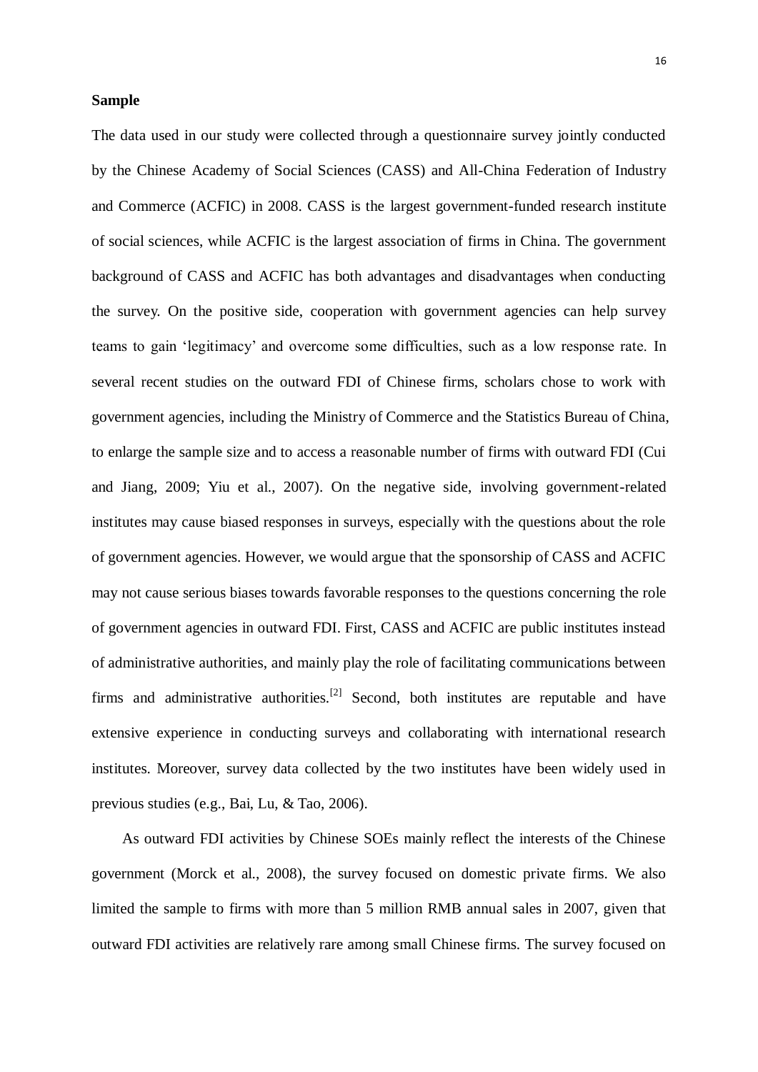**Sample**

The data used in our study were collected through a questionnaire survey jointly conducted by the Chinese Academy of Social Sciences (CASS) and All-China Federation of Industry and Commerce (ACFIC) in 2008. CASS is the largest government-funded research institute of social sciences, while ACFIC is the largest association of firms in China. The government background of CASS and ACFIC has both advantages and disadvantages when conducting the survey. On the positive side, cooperation with government agencies can help survey teams to gain 'legitimacy' and overcome some difficulties, such as a low response rate. In several recent studies on the outward FDI of Chinese firms, scholars chose to work with government agencies, including the Ministry of Commerce and the Statistics Bureau of China, to enlarge the sample size and to access a reasonable number of firms with outward FDI (Cui and Jiang, 2009; Yiu et al., 2007). On the negative side, involving government-related institutes may cause biased responses in surveys, especially with the questions about the role of government agencies. However, we would argue that the sponsorship of CASS and ACFIC may not cause serious biases towards favorable responses to the questions concerning the role of government agencies in outward FDI. First, CASS and ACFIC are public institutes instead of administrative authorities, and mainly play the role of facilitating communications between firms and administrative authorities.[2] Second, both institutes are reputable and have extensive experience in conducting surveys and collaborating with international research institutes. Moreover, survey data collected by the two institutes have been widely used in previous studies (e.g., Bai, Lu, & Tao, 2006).

As outward FDI activities by Chinese SOEs mainly reflect the interests of the Chinese government (Morck et al., 2008), the survey focused on domestic private firms. We also limited the sample to firms with more than 5 million RMB annual sales in 2007, given that outward FDI activities are relatively rare among small Chinese firms. The survey focused on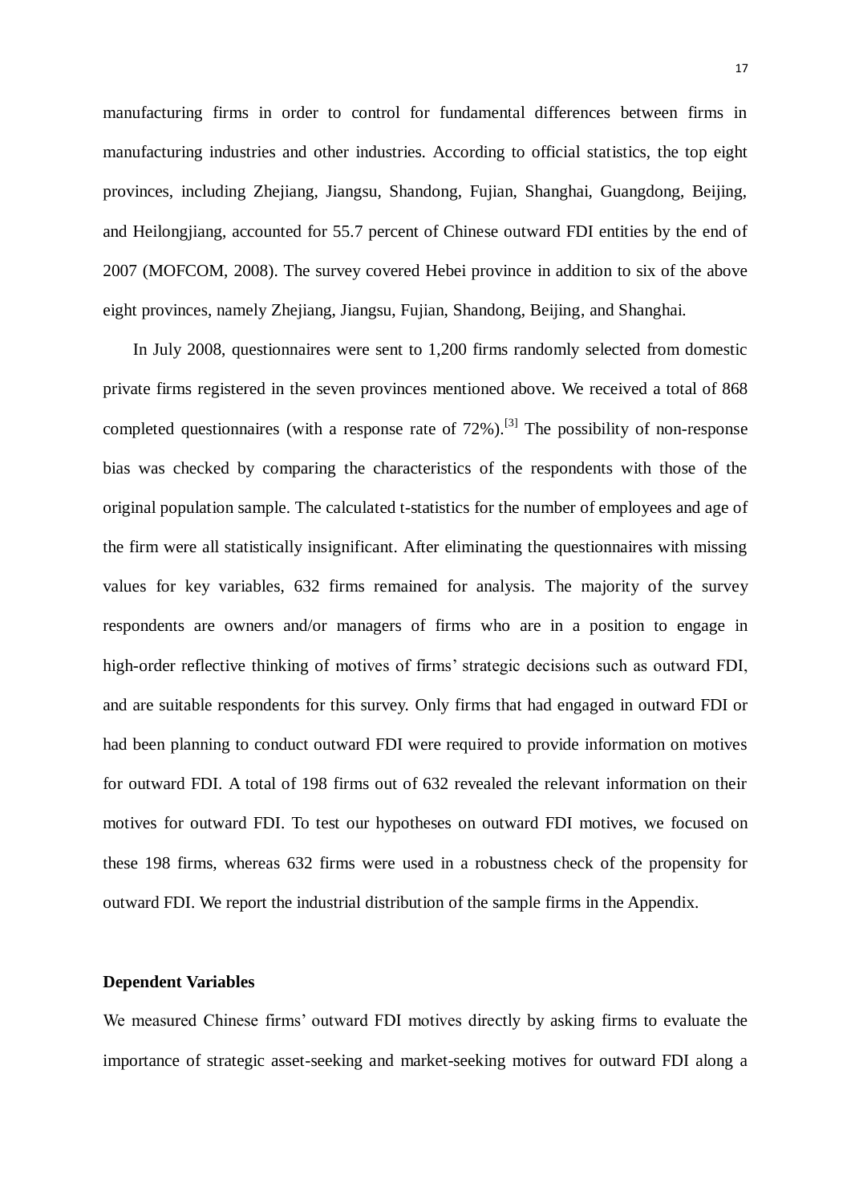manufacturing firms in order to control for fundamental differences between firms in manufacturing industries and other industries. According to official statistics, the top eight provinces, including Zhejiang, Jiangsu, Shandong, Fujian, Shanghai, Guangdong, Beijing, and Heilongjiang, accounted for 55.7 percent of Chinese outward FDI entities by the end of 2007 (MOFCOM, 2008). The survey covered Hebei province in addition to six of the above eight provinces, namely Zhejiang, Jiangsu, Fujian, Shandong, Beijing, and Shanghai.

In July 2008, questionnaires were sent to 1,200 firms randomly selected from domestic private firms registered in the seven provinces mentioned above. We received a total of 868 completed questionnaires (with a response rate of 72%).[3] The possibility of non-response bias was checked by comparing the characteristics of the respondents with those of the original population sample. The calculated t-statistics for the number of employees and age of the firm were all statistically insignificant. After eliminating the questionnaires with missing values for key variables, 632 firms remained for analysis. The majority of the survey respondents are owners and/or managers of firms who are in a position to engage in high-order reflective thinking of motives of firms' strategic decisions such as outward FDI, and are suitable respondents for this survey. Only firms that had engaged in outward FDI or had been planning to conduct outward FDI were required to provide information on motives for outward FDI. A total of 198 firms out of 632 revealed the relevant information on their motives for outward FDI. To test our hypotheses on outward FDI motives, we focused on these 198 firms, whereas 632 firms were used in a robustness check of the propensity for outward FDI. We report the industrial distribution of the sample firms in the Appendix.

**Dependent Variables**

We measured Chinese firms' outward FDI motives directly by asking firms to evaluate the importance of strategic asset-seeking and market-seeking motives for outward FDI along a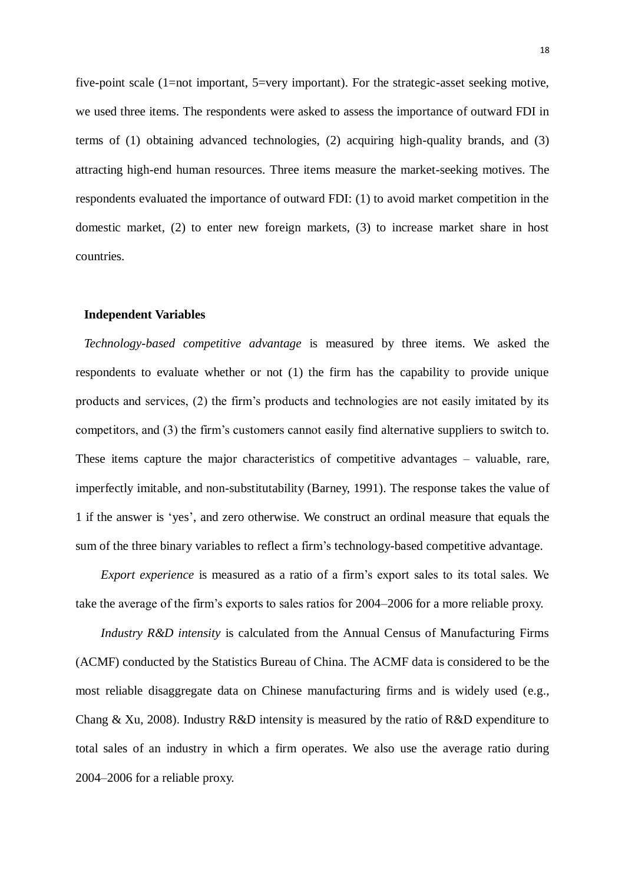five-point scale (1=not important, 5=very important). For the strategic-asset seeking motive, we used three items. The respondents were asked to assess the importance of outward FDI in terms of (1) obtaining advanced technologies, (2) acquiring high-quality brands, and (3) attracting high-end human resources. Three items measure the market-seeking motives. The respondents evaluated the importance of outward FDI: (1) to avoid market competition in the domestic market, (2) to enter new foreign markets, (3) to increase market share in host countries.

### Independent Variables

*Technology-based competitive advantage* is measured by three items. We asked the respondents to evaluate whether or not (1) the firm has the capability to provide unique products and services, (2) the firm's products and technologies are not easily imitated by its competitors, and (3) the firm's customers cannot easily find alternative suppliers to switch to. These items capture the major characteristics of competitive advantages – valuable, rare, imperfectly imitable, and non-substitutability (Barney, 1991). The response takes the value of 1 if the answer is 'yes', and zero otherwise. We construct an ordinal measure that equals the sum of the three binary variables to reflect a firm's technology-based competitive advantage.

*Export experience* is measured as a ratio of a firm's export sales to its total sales. We take the average of the firm's exports to sales ratios for 2004–2006 for a more reliable proxy.

*Industry R&D intensity* is calculated from the Annual Census of Manufacturing Firms (ACMF) conducted by the Statistics Bureau of China. The ACMF data is considered to be the most reliable disaggregate data on Chinese manufacturing firms and is widely used (e.g., Chang & Xu, 2008). Industry R&D intensity is measured by the ratio of R&D expenditure to total sales of an industry in which a firm operates. We also use the average ratio during 2004–2006 for a reliable proxy.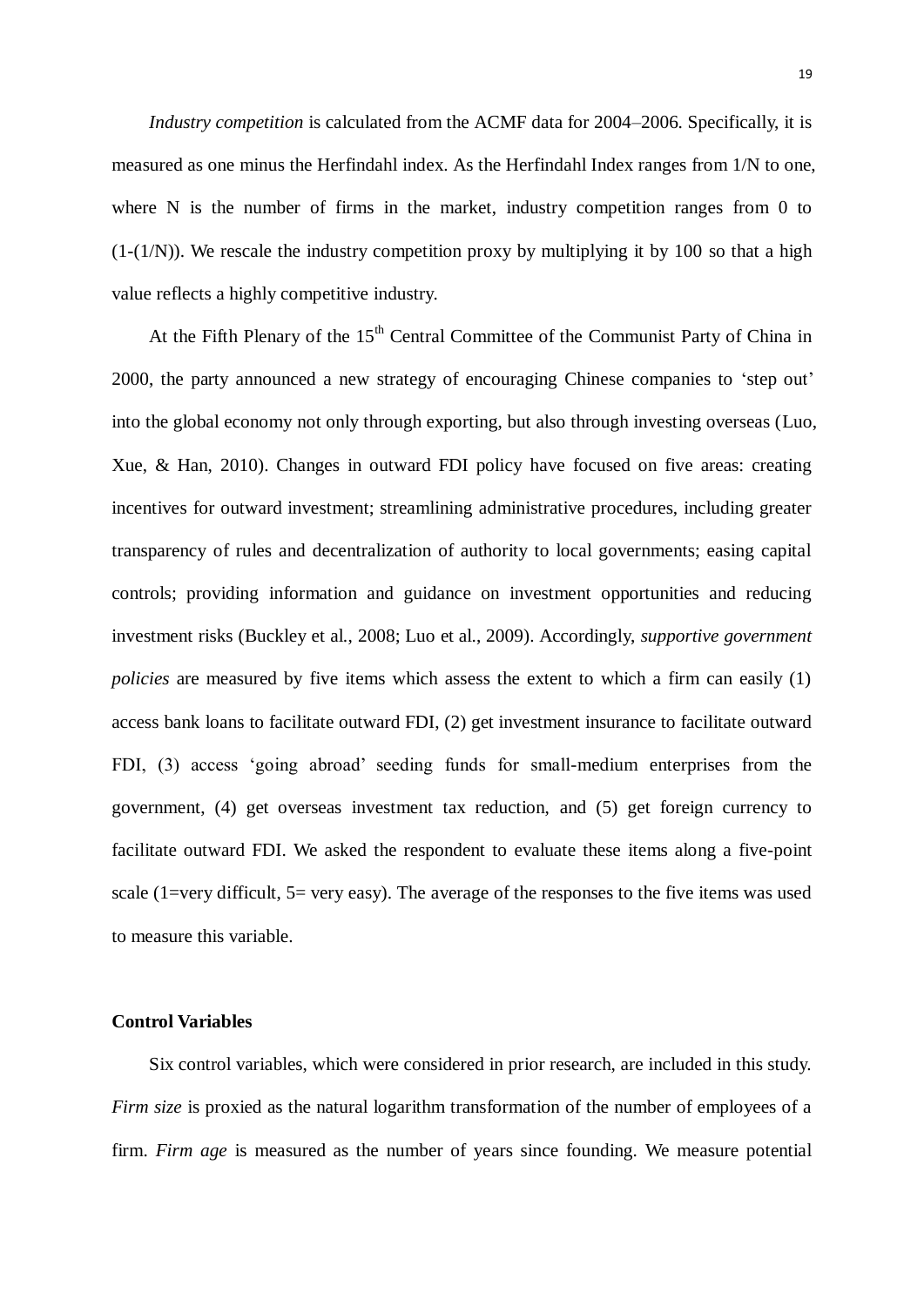*Industry competition* is calculated from the ACMF data for 2004–2006. Specifically, it is measured as one minus the Herfindahl index. As the Herfindahl Index ranges from 1/N to one, where N is the number of firms in the market, industry competition ranges from 0 to (1-(1/N)). We rescale the industry competition proxy by multiplying it by 100 so that a high value reflects a highly competitive industry.

At the Fifth Plenary of the 15th Central Committee of the Communist Party of China in 2000, the party announced a new strategy of encouraging Chinese companies to 'step out' into the global economy not only through exporting, but also through investing overseas (Luo, Xue, & Han, 2010). Changes in outward FDI policy have focused on five areas: creating incentives for outward investment; streamlining administrative procedures, including greater transparency of rules and decentralization of authority to local governments; easing capital controls; providing information and guidance on investment opportunities and reducing investment risks (Buckley et al., 2008; Luo et al., 2009). Accordingly, *supportive government policies* are measured by five items which assess the extent to which a firm can easily (1) access bank loans to facilitate outward FDI, (2) get investment insurance to facilitate outward FDI, (3) access 'going abroad' seeding funds for small-medium enterprises from the government, (4) get overseas investment tax reduction, and (5) get foreign currency to facilitate outward FDI. We asked the respondent to evaluate these items along a five-point scale (1=very difficult, 5= very easy). The average of the responses to the five items was used to measure this variable.

**Control Variables**

Six control variables, which were considered in prior research, are included in this study. *Firm size* is proxied as the natural logarithm transformation of the number of employees of a firm. *Firm age* is measured as the number of years since founding. We measure potential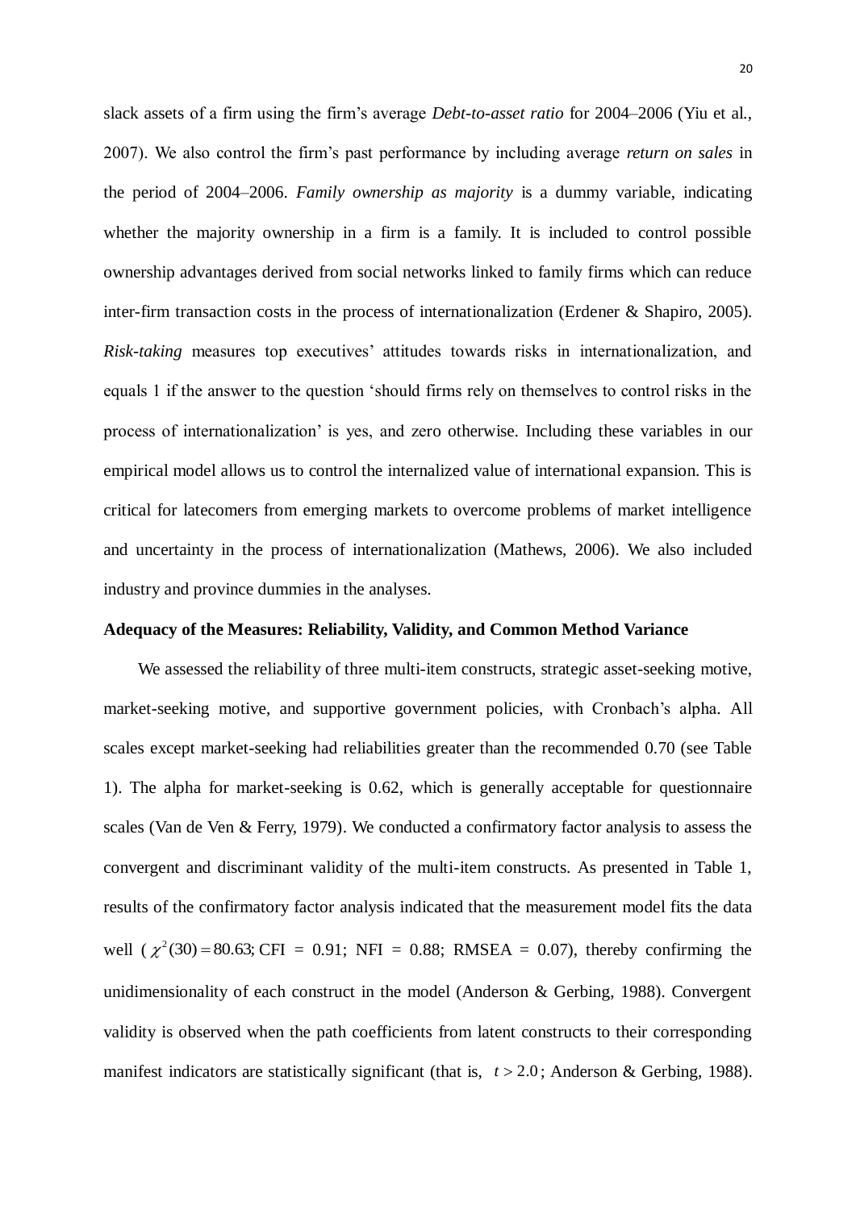slack assets of a firm using the firm's average *Debt-to-asset ratio* for 2004–2006 (Yiu et al., 2007). We also control the firm's past performance by including average *return on sales* in the period of 2004–2006. *Family ownership as majority* is a dummy variable, indicating whether the majority ownership in a firm is a family. It is included to control possible ownership advantages derived from social networks linked to family firms which can reduce inter-firm transaction costs in the process of internationalization (Erdener & Shapiro, 2005). *Risk-taking* measures top executives' attitudes towards risks in internationalization, and equals 1 if the answer to the question 'should firms rely on themselves to control risks in the process of internationalization' is yes, and zero otherwise. Including these variables in our empirical model allows us to control the internalized value of international expansion. This is critical for latecomers from emerging markets to overcome problems of market intelligence and uncertainty in the process of internationalization (Mathews, 2006). We also included industry and province dummies in the analyses.

**Adequacy of the Measures: Reliability, Validity, and Common Method Variance**

We assessed the reliability of three multi-item constructs, strategic asset-seeking motive, market-seeking motive, and supportive government policies, with Cronbach's alpha. All scales except market-seeking had reliabilities greater than the recommended 0.70 (see Table 1). The alpha for market-seeking is 0.62, which is generally acceptable for questionnaire scales (Van de Ven & Ferry, 1979). We conducted a confirmatory factor analysis to assess the convergent and discriminant validity of the multi-item constructs. As presented in Table 1, results of the confirmatory factor analysis indicated that the measurement model fits the data well ($\chi^2(30) = 80.63$; CFI = 0.91; NFI = 0.88; RMSEA = 0.07), thereby confirming the unidimensionality of each construct in the model (Anderson & Gerbing, 1988). Convergent validity is observed when the path coefficients from latent constructs to their corresponding manifest indicators are statistically significant (that is, $t > 2.0$; Anderson & Gerbing, 1988).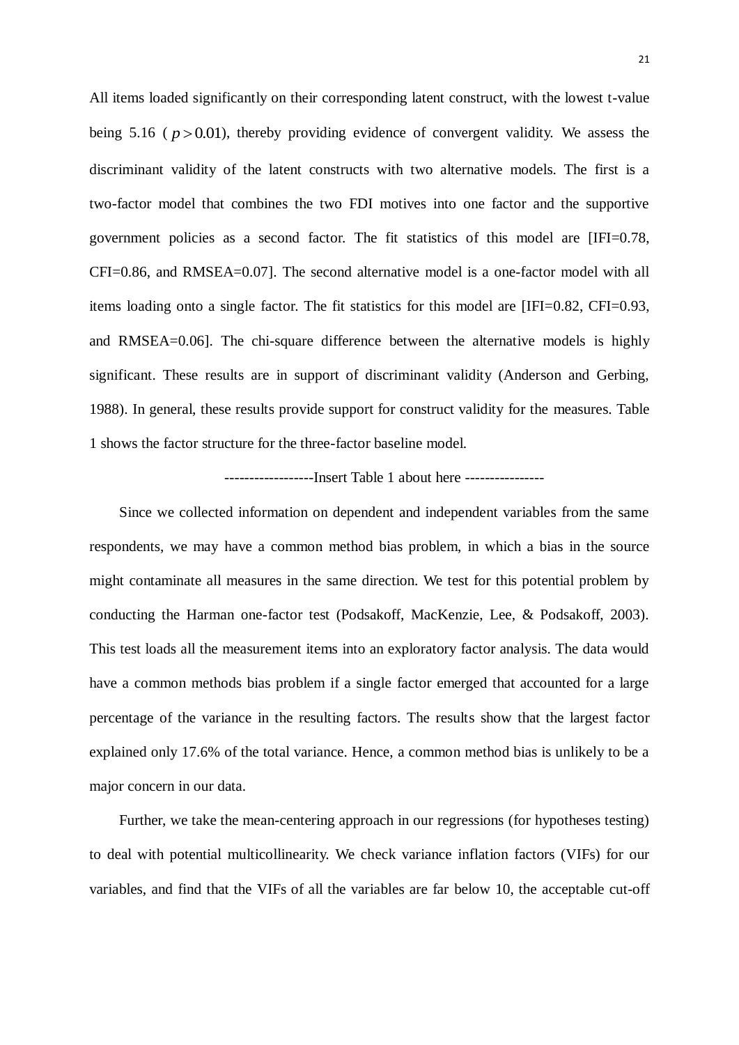All items loaded significantly on their corresponding latent construct, with the lowest t-value being 5.16 ( $p > 0.01$), thereby providing evidence of convergent validity. We assess the discriminant validity of the latent constructs with two alternative models. The first is a two-factor model that combines the two FDI motives into one factor and the supportive government policies as a second factor. The fit statistics of this model are [IFI=0.78, CFI=0.86, and RMSEA=0.07]. The second alternative model is a one-factor model with all items loading onto a single factor. The fit statistics for this model are [IFI=0.82, CFI=0.93, and RMSEA=0.06]. The chi-square difference between the alternative models is highly significant. These results are in support of discriminant validity (Anderson and Gerbing, 1988). In general, these results provide support for construct validity for the measures. Table 1 shows the factor structure for the three-factor baseline model.

-----------------Insert Table 1 about here ----------------

Since we collected information on dependent and independent variables from the same respondents, we may have a common method bias problem, in which a bias in the source might contaminate all measures in the same direction. We test for this potential problem by conducting the Harman one-factor test (Podsakoff, MacKenzie, Lee, & Podsakoff, 2003). This test loads all the measurement items into an exploratory factor analysis. The data would have a common methods bias problem if a single factor emerged that accounted for a large percentage of the variance in the resulting factors. The results show that the largest factor explained only 17.6% of the total variance. Hence, a common method bias is unlikely to be a major concern in our data.

Further, we take the mean-centering approach in our regressions (for hypotheses testing) to deal with potential multicollinearity. We check variance inflation factors (VIFs) for our variables, and find that the VIFs of all the variables are far below 10, the acceptable cut-off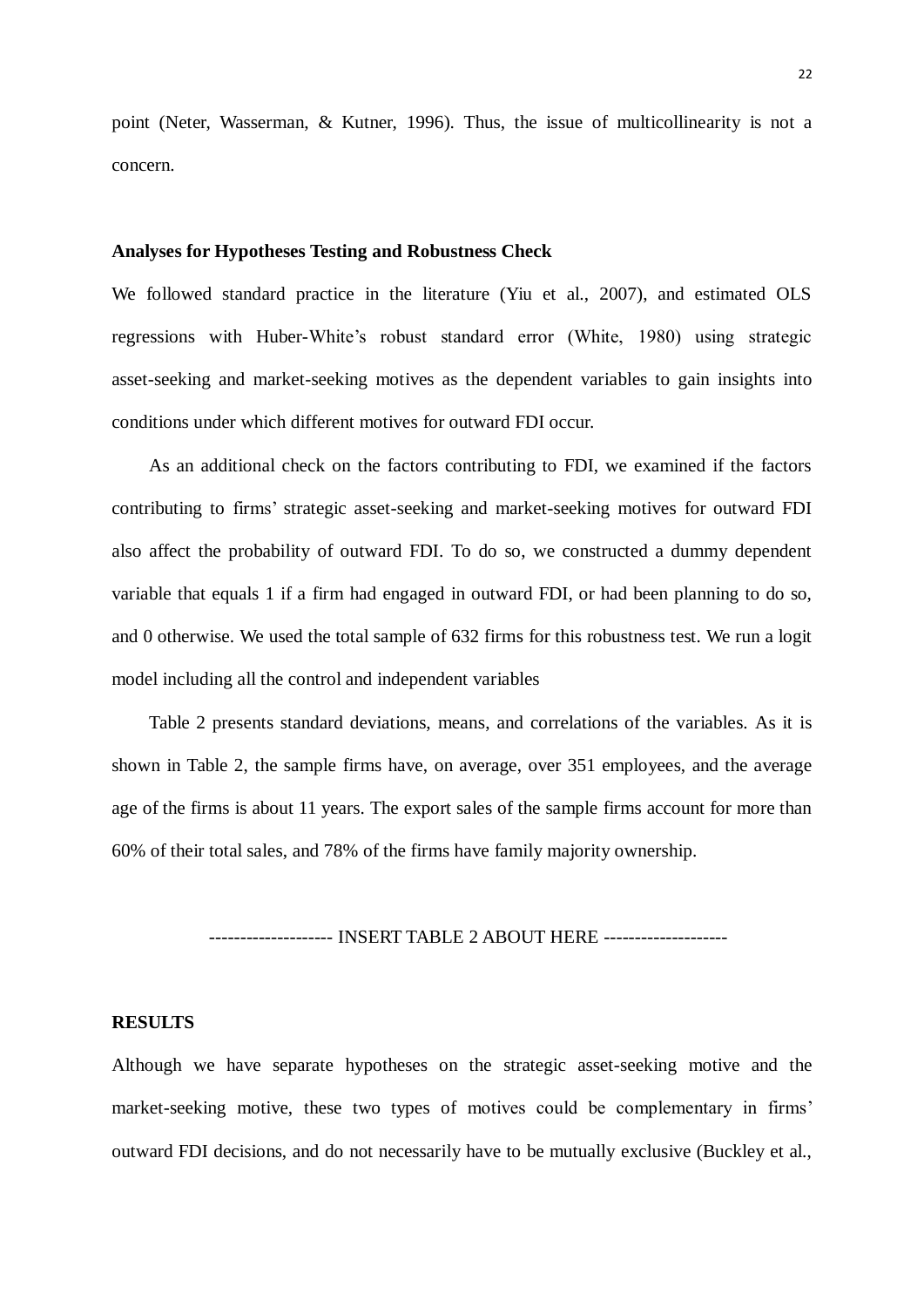point (Neter, Wasserman, & Kutner, 1996). Thus, the issue of multicollinearity is not a concern.

**Analyses for Hypotheses Testing and Robustness Check**

We followed standard practice in the literature (Yiu et al., 2007), and estimated OLS regressions with Huber-White's robust standard error (White, 1980) using strategic asset-seeking and market-seeking motives as the dependent variables to gain insights into conditions under which different motives for outward FDI occur.

As an additional check on the factors contributing to FDI, we examined if the factors contributing to firms' strategic asset-seeking and market-seeking motives for outward FDI also affect the probability of outward FDI. To do so, we constructed a dummy dependent variable that equals 1 if a firm had engaged in outward FDI, or had been planning to do so, and 0 otherwise. We used the total sample of 632 firms for this robustness test. We run a logit model including all the control and independent variables

Table 2 presents standard deviations, means, and correlations of the variables. As it is shown in Table 2, the sample firms have, on average, over 351 employees, and the average age of the firms is about 11 years. The export sales of the sample firms account for more than 60% of their total sales, and 78% of the firms have family majority ownership.

-------------------- INSERT TABLE 2 ABOUT HERE --------------------

**RESULTS**

Although we have separate hypotheses on the strategic asset-seeking motive and the market-seeking motive, these two types of motives could be complementary in firms' outward FDI decisions, and do not necessarily have to be mutually exclusive (Buckley et al.,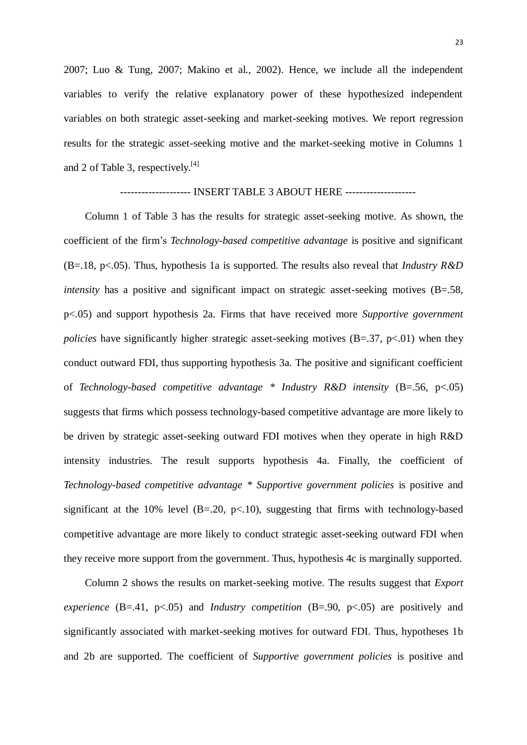2007; Luo & Tung, 2007; Makino et al., 2002). Hence, we include all the independent variables to verify the relative explanatory power of these hypothesized independent variables on both strategic asset-seeking and market-seeking motives. We report regression results for the strategic asset-seeking motive and the market-seeking motive in Columns 1 and 2 of Table 3, respectively.[4]

-------------------- INSERT TABLE 3 ABOUT HERE --------------------

Column 1 of Table 3 has the results for strategic asset-seeking motive. As shown, the coefficient of the firm's *Technology-based competitive advantage* is positive and significant (B=.18, p<.05). Thus, hypothesis 1a is supported. The results also reveal that *Industry R&D intensity* has a positive and significant impact on strategic asset-seeking motives (B=.58, p<.05) and support hypothesis 2a. Firms that have received more *Supportive government policies* have significantly higher strategic asset-seeking motives (B=.37, p<.01) when they conduct outward FDI, thus supporting hypothesis 3a. The positive and significant coefficient of *Technology-based competitive advantage * Industry R&D intensity* (B=.56, p<.05) suggests that firms which possess technology-based competitive advantage are more likely to be driven by strategic asset-seeking outward FDI motives when they operate in high R&D intensity industries. The result supports hypothesis 4a. Finally, the coefficient of *Technology-based competitive advantage * Supportive government policies* is positive and significant at the 10% level (B=.20, p<.10), suggesting that firms with technology-based competitive advantage are more likely to conduct strategic asset-seeking outward FDI when they receive more support from the government. Thus, hypothesis 4c is marginally supported.

Column 2 shows the results on market-seeking motive. The results suggest that *Export experience* (B=.41, p<.05) and *Industry competition* (B=.90, p<.05) are positively and significantly associated with market-seeking motives for outward FDI. Thus, hypotheses 1b and 2b are supported. The coefficient of *Supportive government policies* is positive and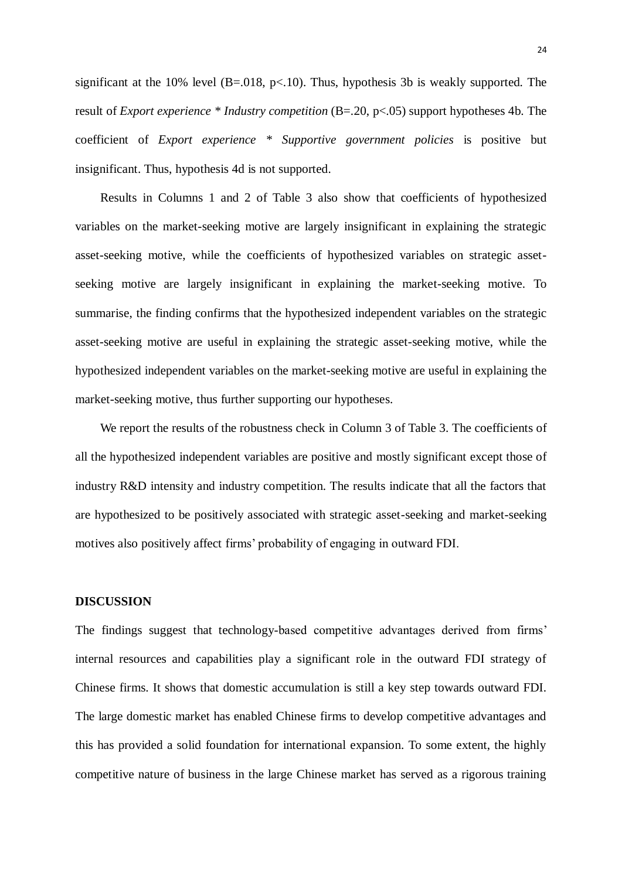significant at the 10% level ($B=.018$, $p<.10$). Thus, hypothesis 3b is weakly supported. The result of *Export experience * Industry competition* ($B=.20$, $p<.05$) support hypotheses 4b. The coefficient of *Export experience * Supportive government policies* is positive but insignificant. Thus, hypothesis 4d is not supported.

Results in Columns 1 and 2 of Table 3 also show that coefficients of hypothesized variables on the market-seeking motive are largely insignificant in explaining the strategic asset-seeking motive, while the coefficients of hypothesized variables on strategic asset-seeking motive are largely insignificant in explaining the market-seeking motive. To summarise, the finding confirms that the hypothesized independent variables on the strategic asset-seeking motive are useful in explaining the strategic asset-seeking motive, while the hypothesized independent variables on the market-seeking motive are useful in explaining the market-seeking motive, thus further supporting our hypotheses.

We report the results of the robustness check in Column 3 of Table 3. The coefficients of all the hypothesized independent variables are positive and mostly significant except those of industry R&D intensity and industry competition. The results indicate that all the factors that are hypothesized to be positively associated with strategic asset-seeking and market-seeking motives also positively affect firms' probability of engaging in outward FDI.

## DISCUSSION

The findings suggest that technology-based competitive advantages derived from firms' internal resources and capabilities play a significant role in the outward FDI strategy of Chinese firms. It shows that domestic accumulation is still a key step towards outward FDI. The large domestic market has enabled Chinese firms to develop competitive advantages and this has provided a solid foundation for international expansion. To some extent, the highly competitive nature of business in the large Chinese market has served as a rigorous training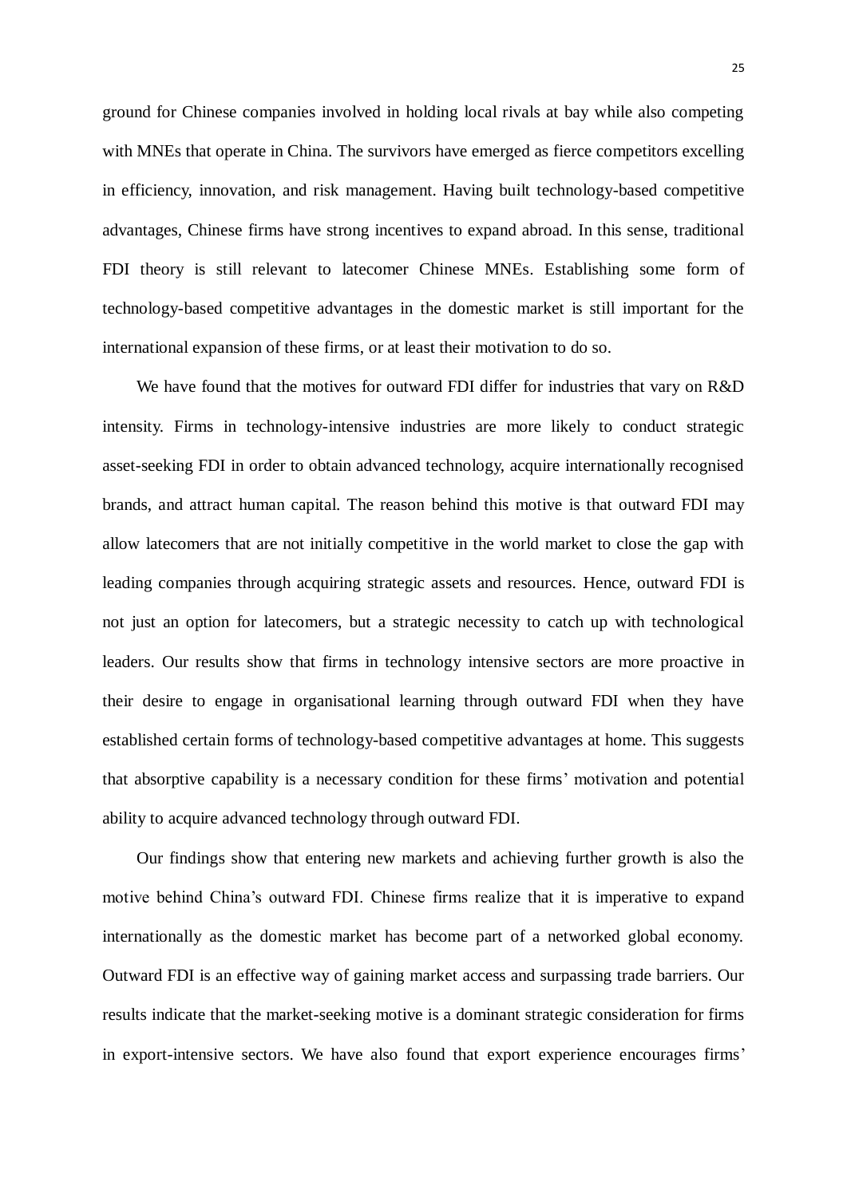ground for Chinese companies involved in holding local rivals at bay while also competing with MNEs that operate in China. The survivors have emerged as fierce competitors excelling in efficiency, innovation, and risk management. Having built technology-based competitive advantages, Chinese firms have strong incentives to expand abroad. In this sense, traditional FDI theory is still relevant to latecomer Chinese MNEs. Establishing some form of technology-based competitive advantages in the domestic market is still important for the international expansion of these firms, or at least their motivation to do so.

We have found that the motives for outward FDI differ for industries that vary on R&D intensity. Firms in technology-intensive industries are more likely to conduct strategic asset-seeking FDI in order to obtain advanced technology, acquire internationally recognised brands, and attract human capital. The reason behind this motive is that outward FDI may allow latecomers that are not initially competitive in the world market to close the gap with leading companies through acquiring strategic assets and resources. Hence, outward FDI is not just an option for latecomers, but a strategic necessity to catch up with technological leaders. Our results show that firms in technology intensive sectors are more proactive in their desire to engage in organisational learning through outward FDI when they have established certain forms of technology-based competitive advantages at home. This suggests that absorptive capability is a necessary condition for these firms' motivation and potential ability to acquire advanced technology through outward FDI.

Our findings show that entering new markets and achieving further growth is also the motive behind China's outward FDI. Chinese firms realize that it is imperative to expand internationally as the domestic market has become part of a networked global economy. Outward FDI is an effective way of gaining market access and surpassing trade barriers. Our results indicate that the market-seeking motive is a dominant strategic consideration for firms in export-intensive sectors. We have also found that export experience encourages firms'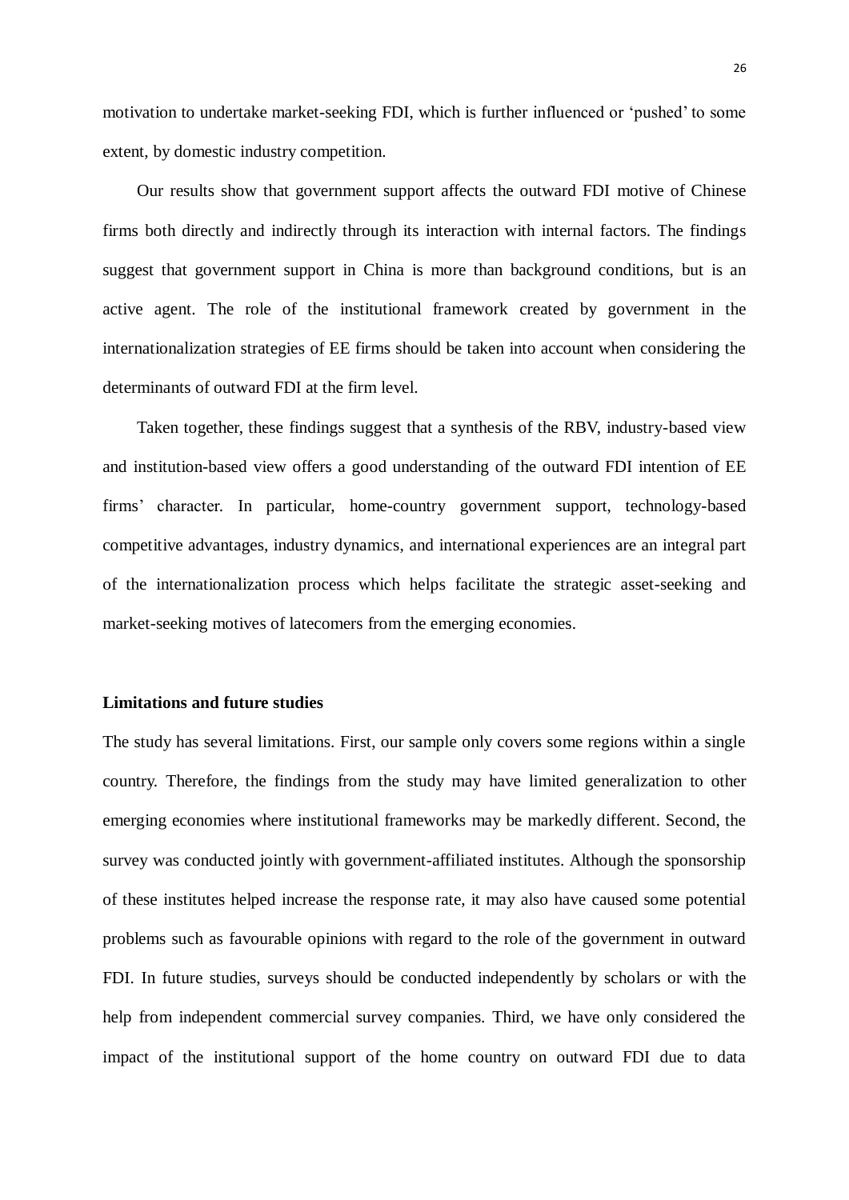motivation to undertake market-seeking FDI, which is further influenced or 'pushed' to some extent, by domestic industry competition.

Our results show that government support affects the outward FDI motive of Chinese firms both directly and indirectly through its interaction with internal factors. The findings suggest that government support in China is more than background conditions, but is an active agent. The role of the institutional framework created by government in the internationalization strategies of EE firms should be taken into account when considering the determinants of outward FDI at the firm level.

Taken together, these findings suggest that a synthesis of the RBV, industry-based view and institution-based view offers a good understanding of the outward FDI intention of EE firms' character. In particular, home-country government support, technology-based competitive advantages, industry dynamics, and international experiences are an integral part of the internationalization process which helps facilitate the strategic asset-seeking and market-seeking motives of latecomers from the emerging economies.

**Limitations and future studies**

The study has several limitations. First, our sample only covers some regions within a single country. Therefore, the findings from the study may have limited generalization to other emerging economies where institutional frameworks may be markedly different. Second, the survey was conducted jointly with government-affiliated institutes. Although the sponsorship of these institutes helped increase the response rate, it may also have caused some potential problems such as favourable opinions with regard to the role of the government in outward FDI. In future studies, surveys should be conducted independently by scholars or with the help from independent commercial survey companies. Third, we have only considered the impact of the institutional support of the home country on outward FDI due to data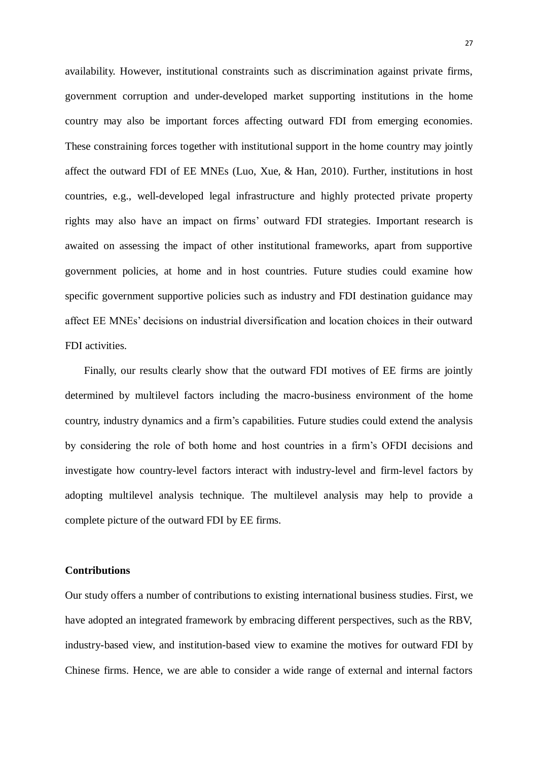availability. However, institutional constraints such as discrimination against private firms, government corruption and under-developed market supporting institutions in the home country may also be important forces affecting outward FDI from emerging economies. These constraining forces together with institutional support in the home country may jointly affect the outward FDI of EE MNEs (Luo, Xue, & Han, 2010). Further, institutions in host countries, e.g., well-developed legal infrastructure and highly protected private property rights may also have an impact on firms' outward FDI strategies. Important research is awaited on assessing the impact of other institutional frameworks, apart from supportive government policies, at home and in host countries. Future studies could examine how specific government supportive policies such as industry and FDI destination guidance may affect EE MNEs' decisions on industrial diversification and location choices in their outward FDI activities.

Finally, our results clearly show that the outward FDI motives of EE firms are jointly determined by multilevel factors including the macro-business environment of the home country, industry dynamics and a firm's capabilities. Future studies could extend the analysis by considering the role of both home and host countries in a firm's OFDI decisions and investigate how country-level factors interact with industry-level and firm-level factors by adopting multilevel analysis technique. The multilevel analysis may help to provide a complete picture of the outward FDI by EE firms.

## Contributions

Our study offers a number of contributions to existing international business studies. First, we have adopted an integrated framework by embracing different perspectives, such as the RBV, industry-based view, and institution-based view to examine the motives for outward FDI by Chinese firms. Hence, we are able to consider a wide range of external and internal factors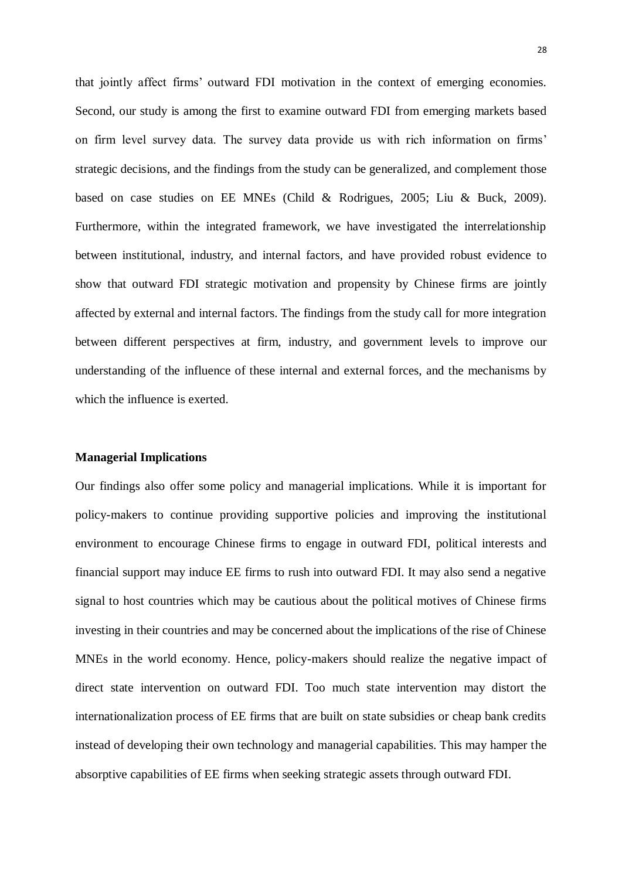that jointly affect firms' outward FDI motivation in the context of emerging economies. Second, our study is among the first to examine outward FDI from emerging markets based on firm level survey data. The survey data provide us with rich information on firms' strategic decisions, and the findings from the study can be generalized, and complement those based on case studies on EE MNEs (Child & Rodrigues, 2005; Liu & Buck, 2009). Furthermore, within the integrated framework, we have investigated the interrelationship between institutional, industry, and internal factors, and have provided robust evidence to show that outward FDI strategic motivation and propensity by Chinese firms are jointly affected by external and internal factors. The findings from the study call for more integration between different perspectives at firm, industry, and government levels to improve our understanding of the influence of these internal and external forces, and the mechanisms by which the influence is exerted.

**Managerial Implications**

Our findings also offer some policy and managerial implications. While it is important for policy-makers to continue providing supportive policies and improving the institutional environment to encourage Chinese firms to engage in outward FDI, political interests and financial support may induce EE firms to rush into outward FDI. It may also send a negative signal to host countries which may be cautious about the political motives of Chinese firms investing in their countries and may be concerned about the implications of the rise of Chinese MNEs in the world economy. Hence, policy-makers should realize the negative impact of direct state intervention on outward FDI. Too much state intervention may distort the internationalization process of EE firms that are built on state subsidies or cheap bank credits instead of developing their own technology and managerial capabilities. This may hamper the absorptive capabilities of EE firms when seeking strategic assets through outward FDI.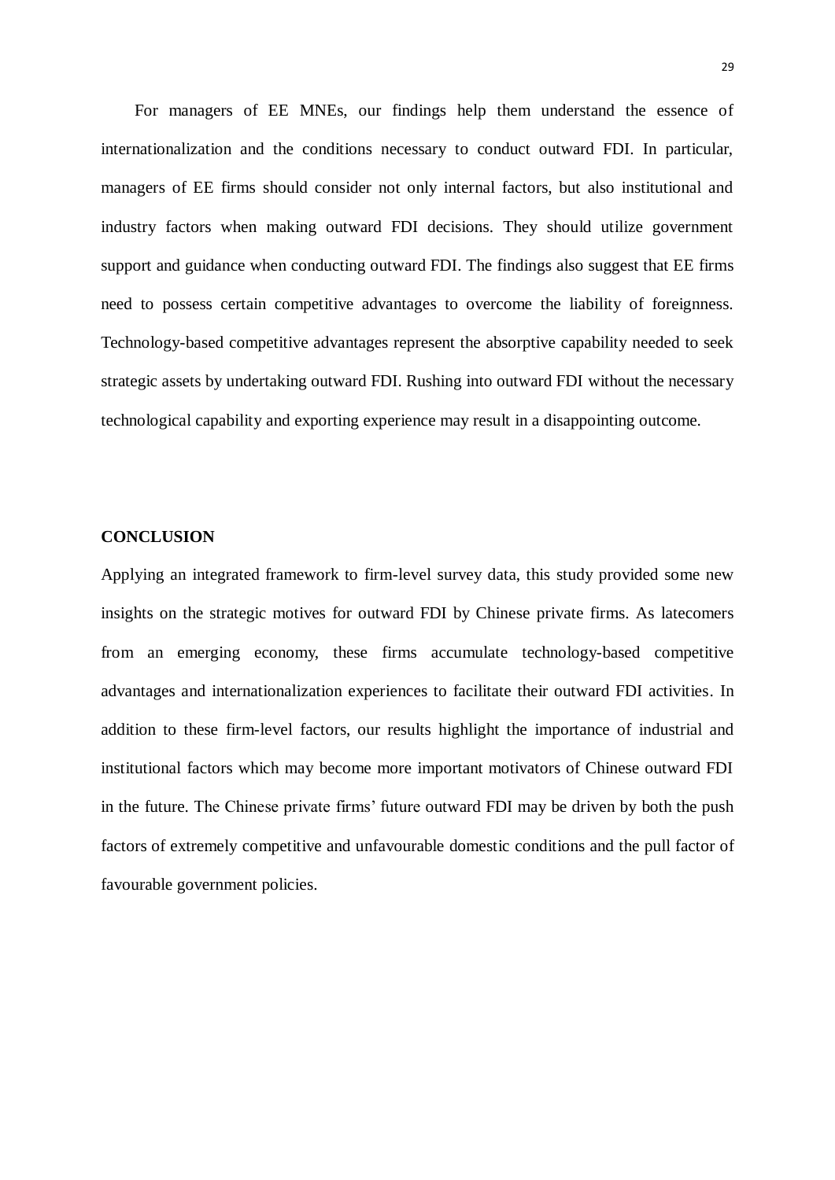For managers of EE MNEs, our findings help them understand the essence of internationalization and the conditions necessary to conduct outward FDI. In particular, managers of EE firms should consider not only internal factors, but also institutional and industry factors when making outward FDI decisions. They should utilize government support and guidance when conducting outward FDI. The findings also suggest that EE firms need to possess certain competitive advantages to overcome the liability of foreignness. Technology-based competitive advantages represent the absorptive capability needed to seek strategic assets by undertaking outward FDI. Rushing into outward FDI without the necessary technological capability and exporting experience may result in a disappointing outcome.

## CONCLUSION

Applying an integrated framework to firm-level survey data, this study provided some new insights on the strategic motives for outward FDI by Chinese private firms. As latecomers from an emerging economy, these firms accumulate technology-based competitive advantages and internationalization experiences to facilitate their outward FDI activities. In addition to these firm-level factors, our results highlight the importance of industrial and institutional factors which may become more important motivators of Chinese outward FDI in the future. The Chinese private firms' future outward FDI may be driven by both the push factors of extremely competitive and unfavourable domestic conditions and the pull factor of favourable government policies.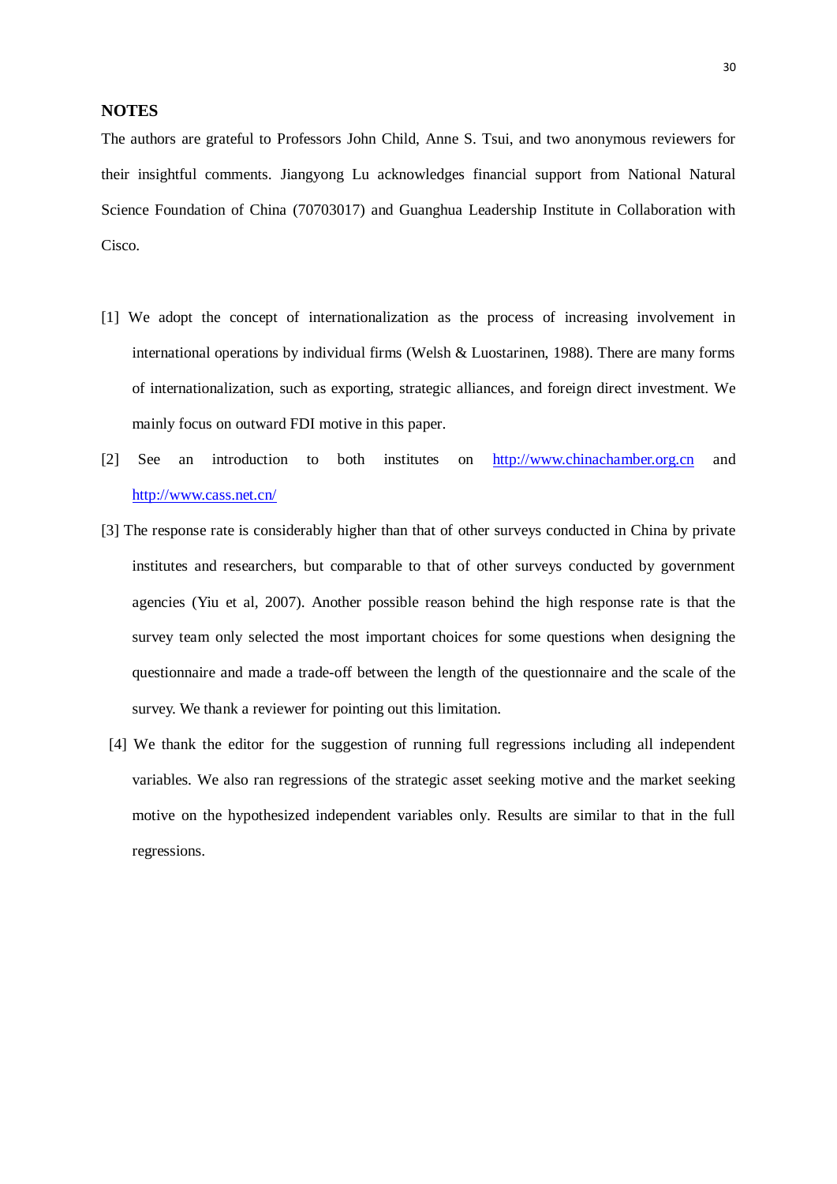## NOTES

The authors are grateful to Professors John Child, Anne S. Tsui, and two anonymous reviewers for their insightful comments. Jiangyong Lu acknowledges financial support from National Natural Science Foundation of China (70703017) and Guanghua Leadership Institute in Collaboration with Cisco.

[1] We adopt the concept of internationalization as the process of increasing involvement in international operations by individual firms (Welsh & Luostarinen, 1988). There are many forms of internationalization, such as exporting, strategic alliances, and foreign direct investment. We mainly focus on outward FDI motive in this paper.

[2] See an introduction to both institutes on http://www.chinachamber.org.cn and http://www.cass.net.cn/

[3] The response rate is considerably higher than that of other surveys conducted in China by private institutes and researchers, but comparable to that of other surveys conducted by government agencies (Yiu et al, 2007). Another possible reason behind the high response rate is that the survey team only selected the most important choices for some questions when designing the questionnaire and made a trade-off between the length of the questionnaire and the scale of the survey. We thank a reviewer for pointing out this limitation.

[4] We thank the editor for the suggestion of running full regressions including all independent variables. We also ran regressions of the strategic asset seeking motive and the market seeking motive on the hypothesized independent variables only. Results are similar to that in the full regressions.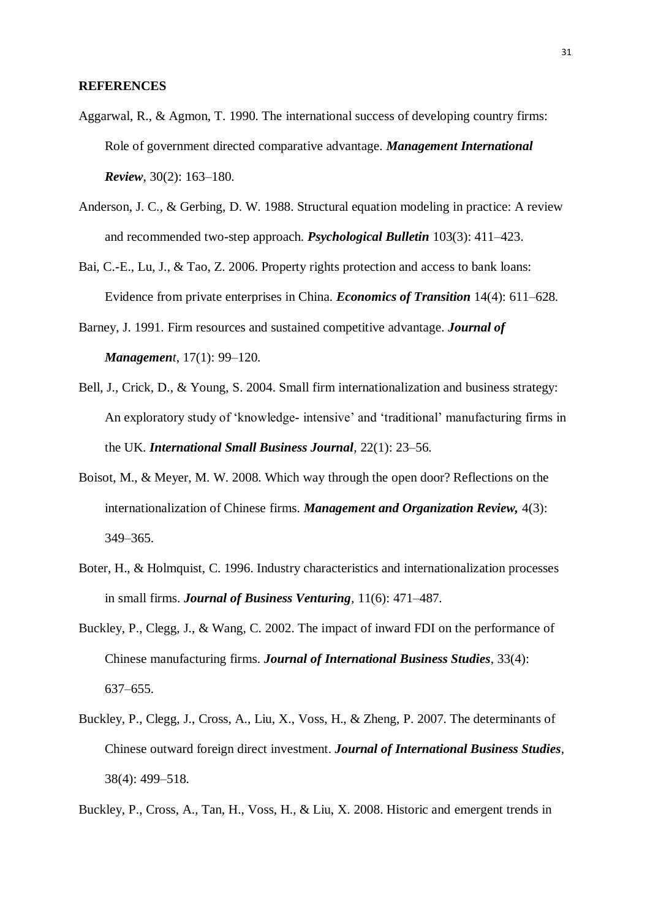## REFERENCES

Aggarwal, R., & Agmon, T. 1990. The international success of developing country firms: Role of government directed comparative advantage. ***Management International Review***, 30(2): 163–180.

Anderson, J. C., & Gerbing, D. W. 1988. Structural equation modeling in practice: A review and recommended two-step approach. ***Psychological Bulletin*** 103(3): 411–423.

Bai, C.-E., Lu, J., & Tao, Z. 2006. Property rights protection and access to bank loans: Evidence from private enterprises in China. ***Economics of Transition*** 14(4): 611–628.

Barney, J. 1991. Firm resources and sustained competitive advantage. ***Journal of Managemen****t*, 17(1): 99–120.

Bell, J., Crick, D., & Young, S. 2004. Small firm internationalization and business strategy: An exploratory study of 'knowledge- intensive' and 'traditional' manufacturing firms in the UK. ***International Small Business Journal***, 22(1): 23–56.

Boisot, M., & Meyer, M. W. 2008. Which way through the open door? Reflections on the internationalization of Chinese firms. ***Management and Organization Review,*** 4(3): 349–365.

Boter, H., & Holmquist, C. 1996. Industry characteristics and internationalization processes in small firms. ***Journal of Business Venturing***, 11(6): 471–487.

Buckley, P., Clegg, J., & Wang, C. 2002. The impact of inward FDI on the performance of Chinese manufacturing firms. ***Journal of International Business Studies***, 33(4): 637–655.

Buckley, P., Clegg, J., Cross, A., Liu, X., Voss, H., & Zheng, P. 2007. The determinants of Chinese outward foreign direct investment. ***Journal of International Business Studies***, 38(4): 499–518.

Buckley, P., Cross, A., Tan, H., Voss, H., & Liu, X. 2008. Historic and emergent trends in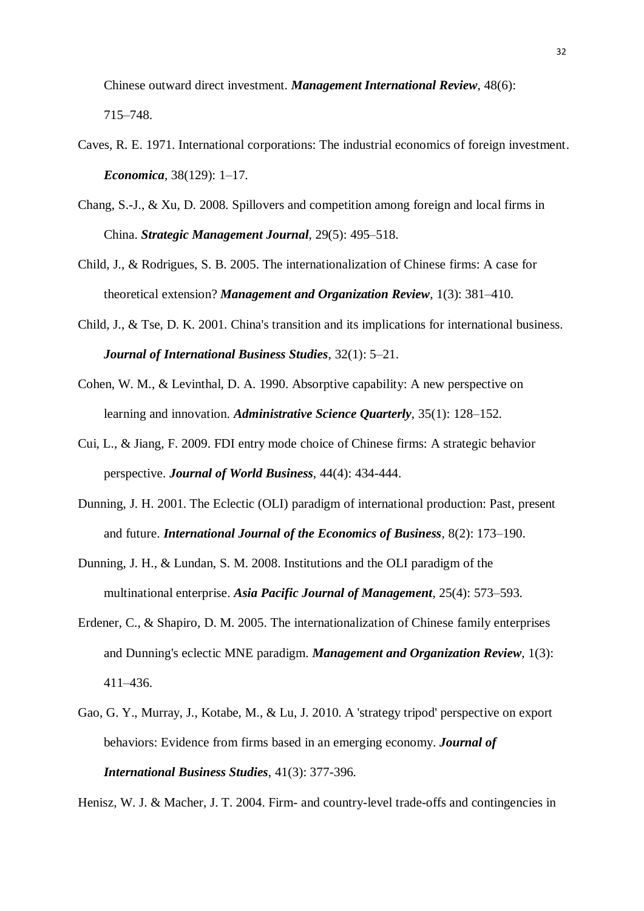Chinese outward direct investment. ***Management International Review***, 48(6): 715–748.

Caves, R. E. 1971. International corporations: The industrial economics of foreign investment. ***Economica***, 38(129): 1–17.

Chang, S.-J., & Xu, D. 2008. Spillovers and competition among foreign and local firms in China. ***Strategic Management Journal***, 29(5): 495–518.

Child, J., & Rodrigues, S. B. 2005. The internationalization of Chinese firms: A case for theoretical extension? ***Management and Organization Review***, 1(3): 381–410.

Child, J., & Tse, D. K. 2001. China's transition and its implications for international business. ***Journal of International Business Studies***, 32(1): 5–21.

Cohen, W. M., & Levinthal, D. A. 1990. Absorptive capability: A new perspective on learning and innovation. ***Administrative Science Quarterly***, 35(1): 128–152.

Cui, L., & Jiang, F. 2009. FDI entry mode choice of Chinese firms: A strategic behavior perspective. ***Journal of World Business***, 44(4): 434-444.

Dunning, J. H. 2001. The Eclectic (OLI) paradigm of international production: Past, present and future. ***International Journal of the Economics of Business***, 8(2): 173–190.

Dunning, J. H., & Lundan, S. M. 2008. Institutions and the OLI paradigm of the multinational enterprise. ***Asia Pacific Journal of Management***, 25(4): 573–593.

Erdener, C., & Shapiro, D. M. 2005. The internationalization of Chinese family enterprises and Dunning's eclectic MNE paradigm. ***Management and Organization Review***, 1(3): 411–436.

Gao, G. Y., Murray, J., Kotabe, M., & Lu, J. 2010. A 'strategy tripod' perspective on export behaviors: Evidence from firms based in an emerging economy. ***Journal of International Business Studies***, 41(3): 377-396.

Henisz, W. J. & Macher, J. T. 2004. Firm- and country-level trade-offs and contingencies in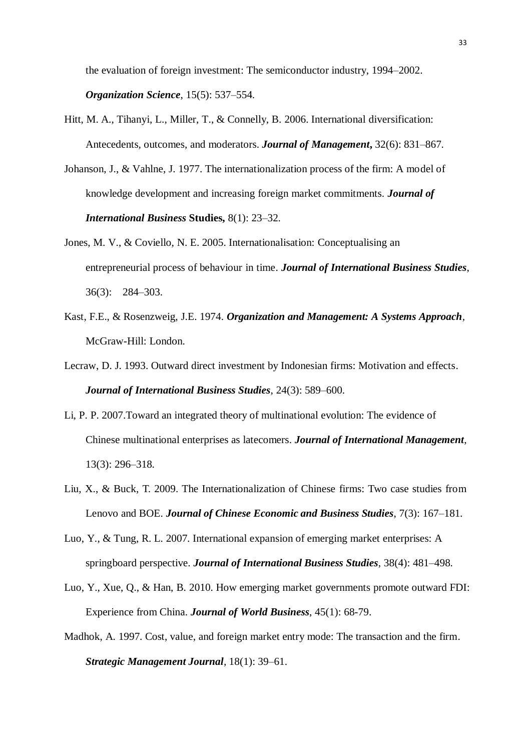the evaluation of foreign investment: The semiconductor industry, 1994–2002. ***Organization Science***, 15(5): 537–554.

Hitt, M. A., Tihanyi, L., Miller, T., & Connelly, B. 2006. International diversification: Antecedents, outcomes, and moderators. ***Journal of Management***, 32(6): 831–867.

Johanson, J., & Vahlne, J. 1977. The internationalization process of the firm: A model of knowledge development and increasing foreign market commitments. ***Journal of International Business* Studies,** 8(1): 23–32.

Jones, M. V., & Coviello, N. E. 2005. Internationalisation: Conceptualising an entrepreneurial process of behaviour in time. ***Journal of International Business Studies***, 36(3): 284–303.

Kast, F.E., & Rosenzweig, J.E. 1974. ***Organization and Management: A Systems Approach***, McGraw-Hill: London.

Lecraw, D. J. 1993. Outward direct investment by Indonesian firms: Motivation and effects. ***Journal of International Business Studies***, 24(3): 589–600.

Li, P. P. 2007.Toward an integrated theory of multinational evolution: The evidence of Chinese multinational enterprises as latecomers. ***Journal of International Management***, 13(3): 296–318.

Liu, X., & Buck, T. 2009. The Internationalization of Chinese firms: Two case studies from Lenovo and BOE. ***Journal of Chinese Economic and Business Studies***, 7(3): 167–181.

Luo, Y., & Tung, R. L. 2007. International expansion of emerging market enterprises: A springboard perspective. ***Journal of International Business Studies***, 38(4): 481–498.

Luo, Y., Xue, Q., & Han, B. 2010. How emerging market governments promote outward FDI: Experience from China. ***Journal of World Business***, 45(1): 68-79.

Madhok, A. 1997. Cost, value, and foreign market entry mode: The transaction and the firm. ***Strategic Management Journal***, 18(1): 39–61.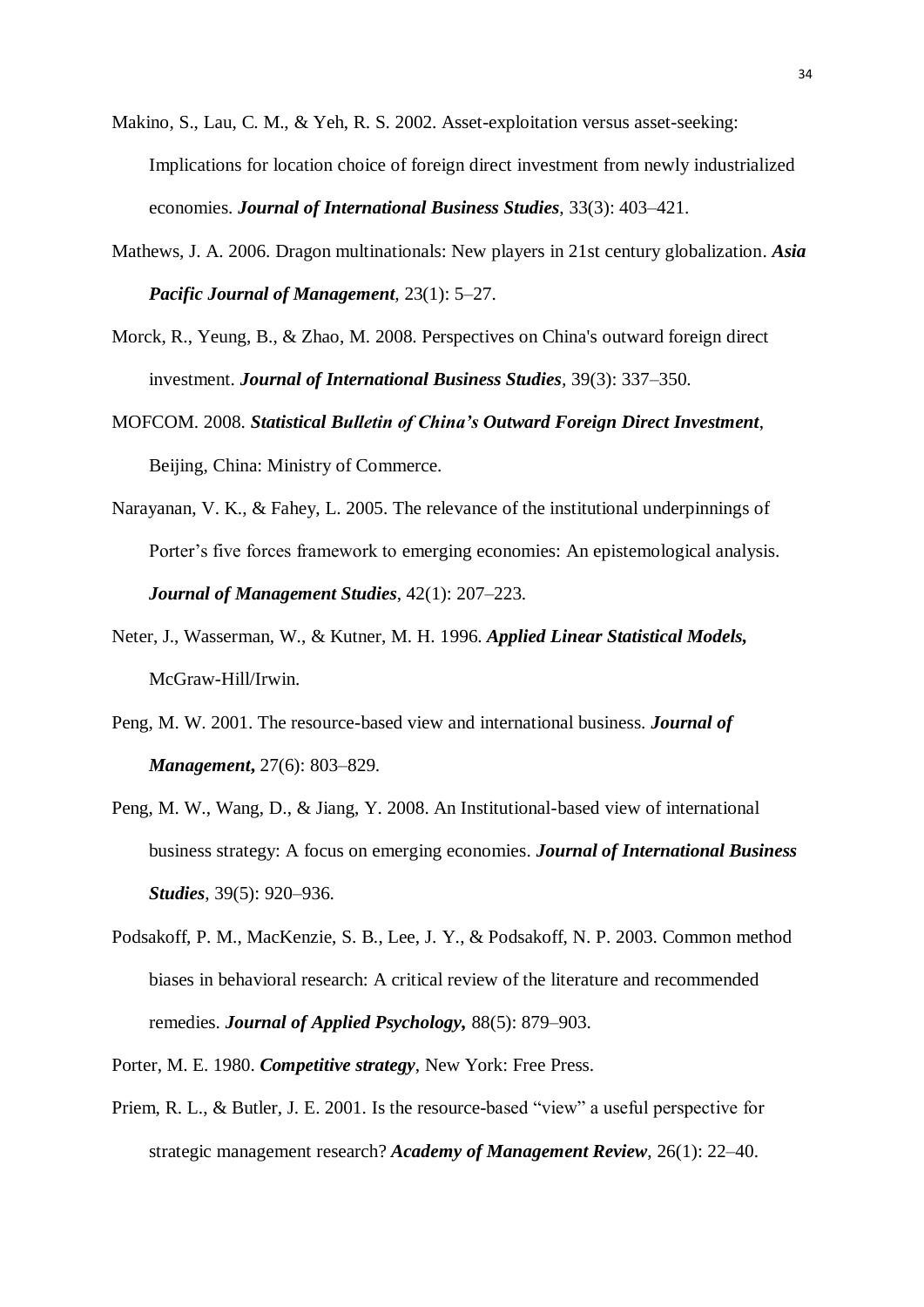Makino, S., Lau, C. M., & Yeh, R. S. 2002. Asset-exploitation versus asset-seeking: Implications for location choice of foreign direct investment from newly industrialized economies. ***Journal of International Business Studies***, 33(3): 403–421.

Mathews, J. A. 2006. Dragon multinationals: New players in 21st century globalization. ***Asia Pacific Journal of Management***, 23(1): 5–27.

Morck, R., Yeung, B., & Zhao, M. 2008. Perspectives on China's outward foreign direct investment. ***Journal of International Business Studies***, 39(3): 337–350.

MOFCOM. 2008. ***Statistical Bulletin of China's Outward Foreign Direct Investment***, Beijing, China: Ministry of Commerce.

Narayanan, V. K., & Fahey, L. 2005. The relevance of the institutional underpinnings of Porter's five forces framework to emerging economies: An epistemological analysis. ***Journal of Management Studies***, 42(1): 207–223.

Neter, J., Wasserman, W., & Kutner, M. H. 1996. ***Applied Linear Statistical Models,*** McGraw-Hill/Irwin.

Peng, M. W. 2001. The resource-based view and international business. ***Journal of Management***, 27(6): 803–829.

Peng, M. W., Wang, D., & Jiang, Y. 2008. An Institutional-based view of international business strategy: A focus on emerging economies. ***Journal of International Business Studies***, 39(5): 920–936.

Podsakoff, P. M., MacKenzie, S. B., Lee, J. Y., & Podsakoff, N. P. 2003. Common method biases in behavioral research: A critical review of the literature and recommended remedies. ***Journal of Applied Psychology***, 88(5): 879–903.

Porter, M. E. 1980. ***Competitive strategy***, New York: Free Press.

Priem, R. L., & Butler, J. E. 2001. Is the resource-based "view" a useful perspective for strategic management research? ***Academy of Management Review***, 26(1): 22–40.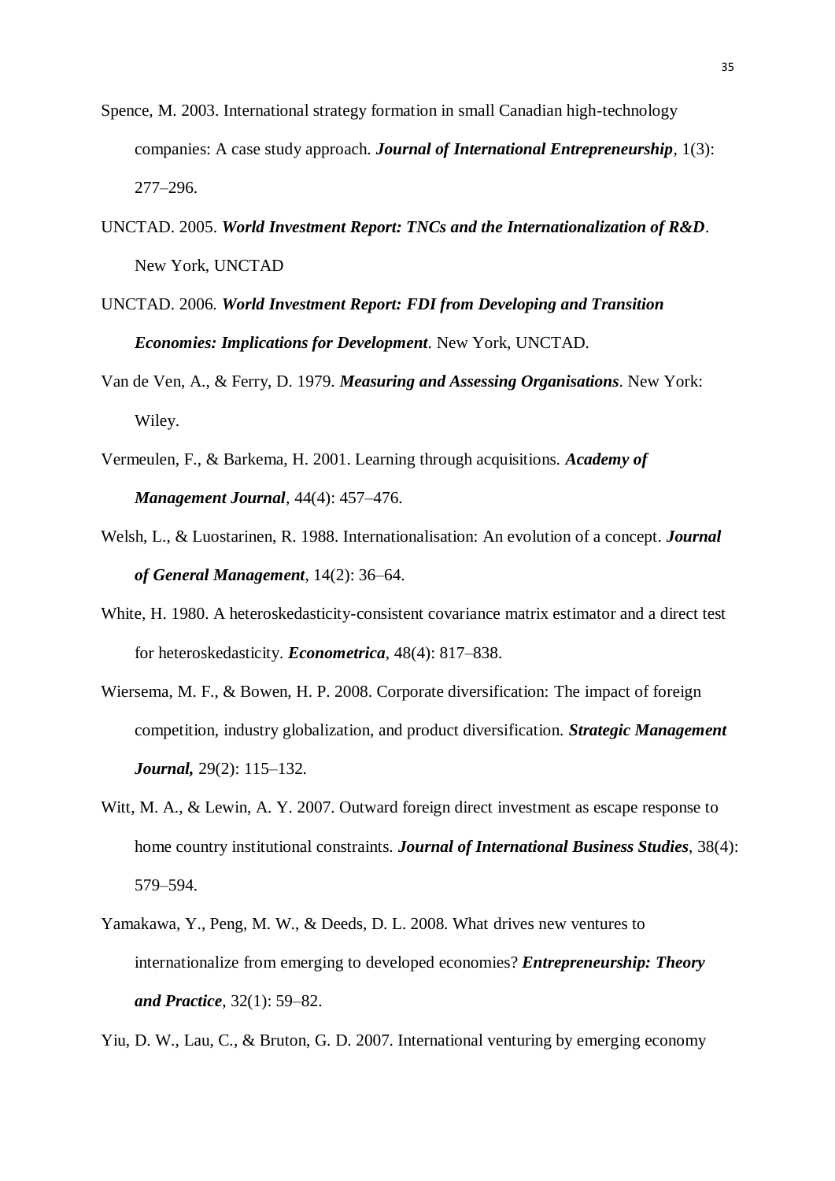Spence, M. 2003. International strategy formation in small Canadian high-technology companies: A case study approach. ***Journal of International Entrepreneurship***, 1(3): 277–296.

UNCTAD. 2005. ***World Investment Report: TNCs and the Internationalization of R&D***. New York, UNCTAD

UNCTAD. 2006. ***World Investment Report: FDI from Developing and Transition Economies: Implications for Development***. New York, UNCTAD.

Van de Ven, A., & Ferry, D. 1979. ***Measuring and Assessing Organisations***. New York: Wiley.

Vermeulen, F., & Barkema, H. 2001. Learning through acquisitions. ***Academy of Management Journal***, 44(4): 457–476.

Welsh, L., & Luostarinen, R. 1988. Internationalisation: An evolution of a concept. ***Journal of General Management***, 14(2): 36–64.

White, H. 1980. A heteroskedasticity-consistent covariance matrix estimator and a direct test for heteroskedasticity. ***Econometrica***, 48(4): 817–838.

Wiersema, M. F., & Bowen, H. P. 2008. Corporate diversification: The impact of foreign competition, industry globalization, and product diversification. ***Strategic Management Journal,*** 29(2): 115–132.

Witt, M. A., & Lewin, A. Y. 2007. Outward foreign direct investment as escape response to home country institutional constraints. ***Journal of International Business Studies***, 38(4): 579–594.

Yamakawa, Y., Peng, M. W., & Deeds, D. L. 2008. What drives new ventures to internationalize from emerging to developed economies? ***Entrepreneurship: Theory and Practice***, 32(1): 59–82.

Yiu, D. W., Lau, C., & Bruton, G. D. 2007. International venturing by emerging economy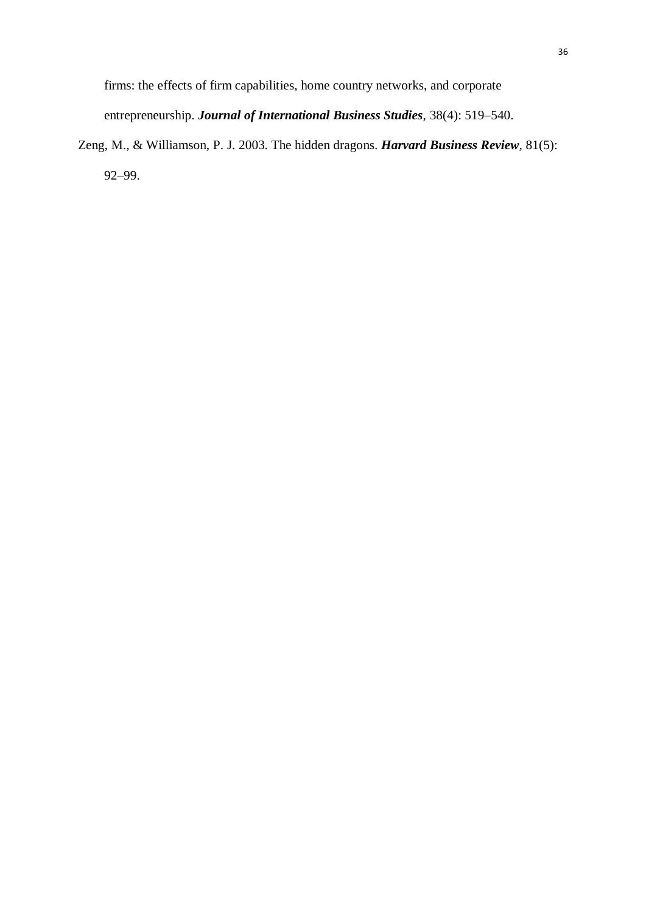firms: the effects of firm capabilities, home country networks, and corporate entrepreneurship. ***Journal of International Business Studies***, 38(4): 519–540.

Zeng, M., & Williamson, P. J. 2003. The hidden dragons. ***Harvard Business Review***, 81(5): 92–99.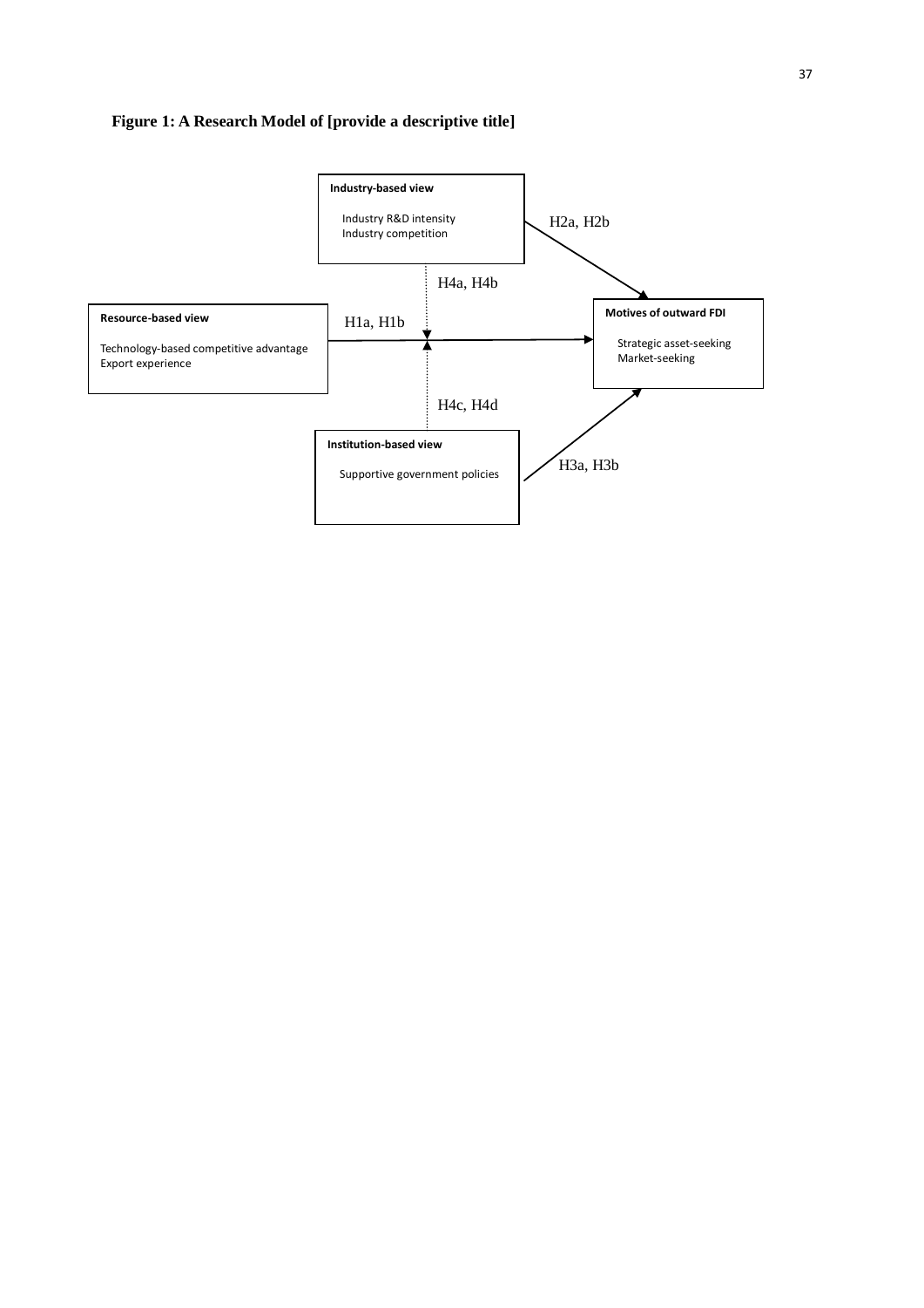**Figure 1: A Research Model of [provide a descriptive title]**

**Industry-based view**

Industry R&D intensity
Industry competition

H2a, H2b

H4a, H4b

**Resource-based view**

Technology-based competitive advantage
Export experience

H1a, H1b

**Motives of outward FDI**

Strategic asset-seeking
Market-seeking

H4c, H4d

**Institution-based view**

Supportive government policies

H3a, H3b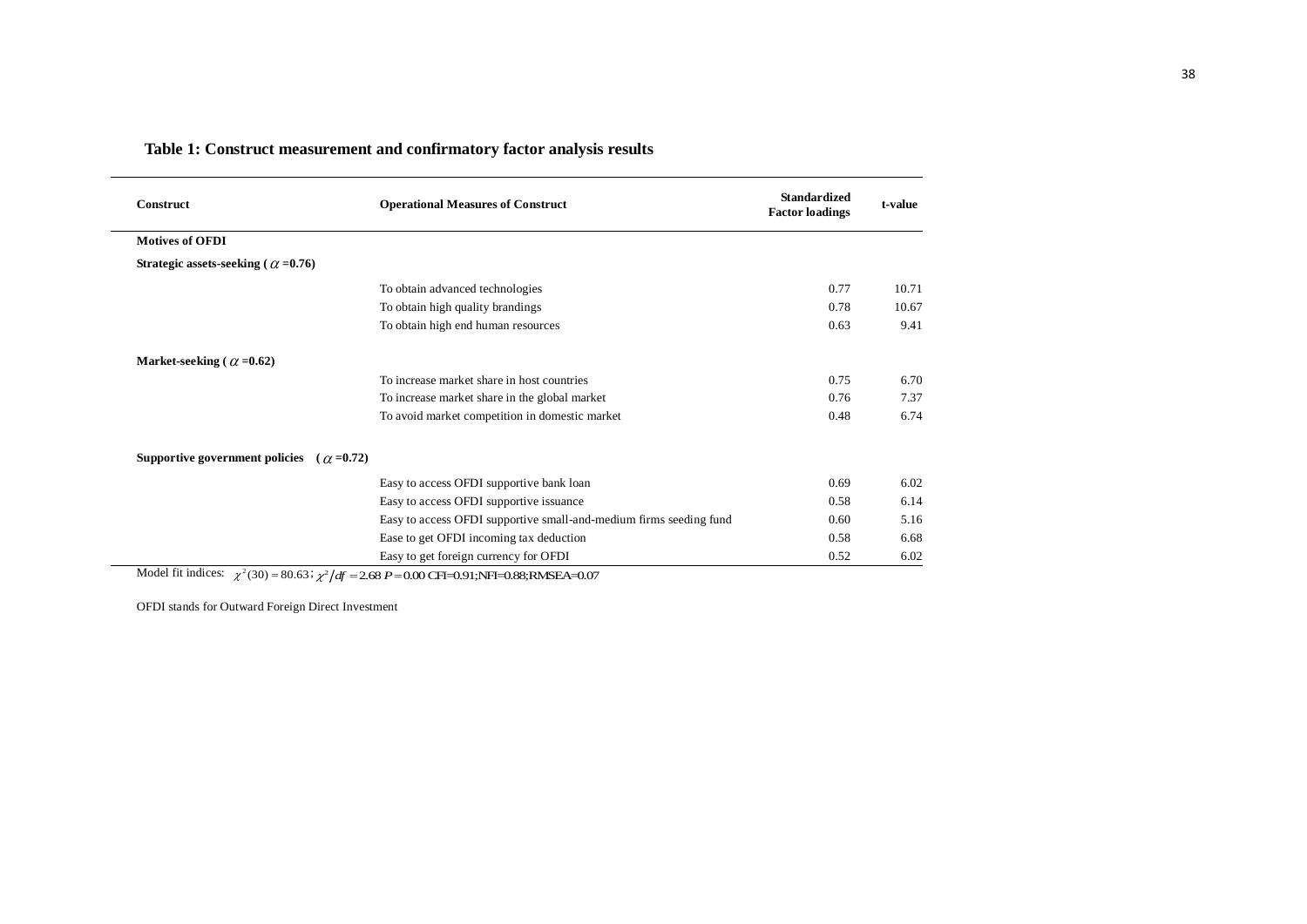**Table 1: Construct measurement and confirmatory factor analysis results**

| Construct | Operational Measures of Construct | Standardized Factor loadings | t-value |
|---|---|---|---|
| **Motives of OFDI** | | | |
| **Strategic assets-seeking ($\alpha$ =0.76)** | | | |
| | To obtain advanced technologies | 0.77 | 10.71 |
| | To obtain high quality brandings | 0.78 | 10.67 |
| | To obtain high end human resources | 0.63 | 9.41 |
| **Market-seeking ($\alpha$ =0.62)** | | | |
| | To increase market share in host countries | 0.75 | 6.70 |
| | To increase market share in the global market | 0.76 | 7.37 |
| | To avoid market competition in domestic market | 0.48 | 6.74 |
| **Supportive government policies ($\alpha$ =0.72)** | | | |
| | Easy to access OFDI supportive bank loan | 0.69 | 6.02 |
| | Easy to access OFDI supportive issuance | 0.58 | 6.14 |
| | Easy to access OFDI supportive small-and-medium firms seeding fund | 0.60 | 5.16 |
| | Ease to get OFDI incoming tax deduction | 0.58 | 6.68 |
| | Easy to get foreign currency for OFDI | 0.52 | 6.02 |

Model fit indices: $\chi^2(30) = 80.63$; $\chi^2/df = 2.68$ $P = 0.00$ CFI=0.91;NFI=0.88;RMSEA=0.07

OFDI stands for Outward Foreign Direct Investment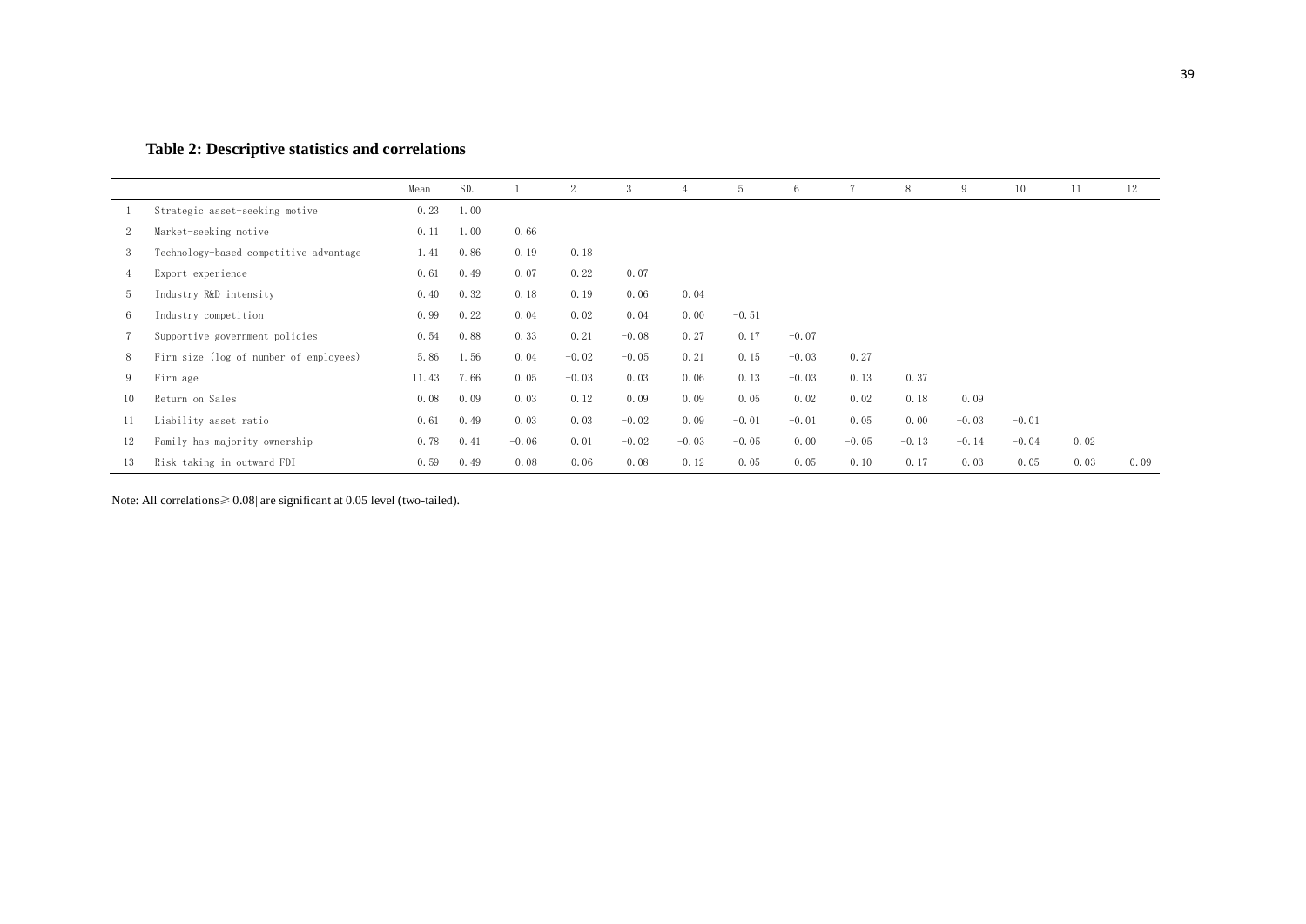**Table 2: Descriptive statistics and correlations**

| | | Mean | SD. | 1 | 2 | 3 | 4 | 5 | 6 | 7 | 8 | 9 | 10 | 11 | 12 |
|---|---|---|---|---|---|---|---|---|---|---|---|---|---|---|---|
| 1 | Strategic asset-seeking motive | 0.23 | 1.00 | | | | | | | | | | | | |
| 2 | Market-seeking motive | 0.11 | 1.00 | 0.66 | | | | | | | | | | | |
| 3 | Technology-based competitive advantage | 1.41 | 0.86 | 0.19 | 0.18 | | | | | | | | | | |
| 4 | Export experience | 0.61 | 0.49 | 0.07 | 0.22 | 0.07 | | | | | | | | | |
| 5 | Industry R&D intensity | 0.40 | 0.32 | 0.18 | 0.19 | 0.06 | 0.04 | | | | | | | | |
| 6 | Industry competition | 0.99 | 0.22 | 0.04 | 0.02 | 0.04 | 0.00 | −0.51 | | | | | | | |
| 7 | Supportive government policies | 0.54 | 0.88 | 0.33 | 0.21 | −0.08 | 0.27 | 0.17 | −0.07 | | | | | | |
| 8 | Firm size (log of number of employees) | 5.86 | 1.56 | 0.04 | −0.02 | −0.05 | 0.21 | 0.15 | −0.03 | 0.27 | | | | | |
| 9 | Firm age | 11.43 | 7.66 | 0.05 | −0.03 | 0.03 | 0.06 | 0.13 | −0.03 | 0.13 | 0.37 | | | | |
| 10 | Return on Sales | 0.08 | 0.09 | 0.03 | 0.12 | 0.09 | 0.09 | 0.05 | 0.02 | 0.02 | 0.18 | 0.09 | | | |
| 11 | Liability asset ratio | 0.61 | 0.49 | 0.03 | 0.03 | −0.02 | 0.09 | −0.01 | −0.01 | 0.05 | 0.00 | −0.03 | −0.01 | | |
| 12 | Family has majority ownership | 0.78 | 0.41 | −0.06 | 0.01 | −0.02 | −0.03 | −0.05 | 0.00 | −0.05 | −0.13 | −0.14 | −0.04 | 0.02 | |
| 13 | Risk-taking in outward FDI | 0.59 | 0.49 | −0.08 | −0.06 | 0.08 | 0.12 | 0.05 | 0.05 | 0.10 | 0.17 | 0.03 | 0.05 | −0.03 | −0.09 |

Note: All correlations ≥ |0.08| are significant at 0.05 level (two-tailed).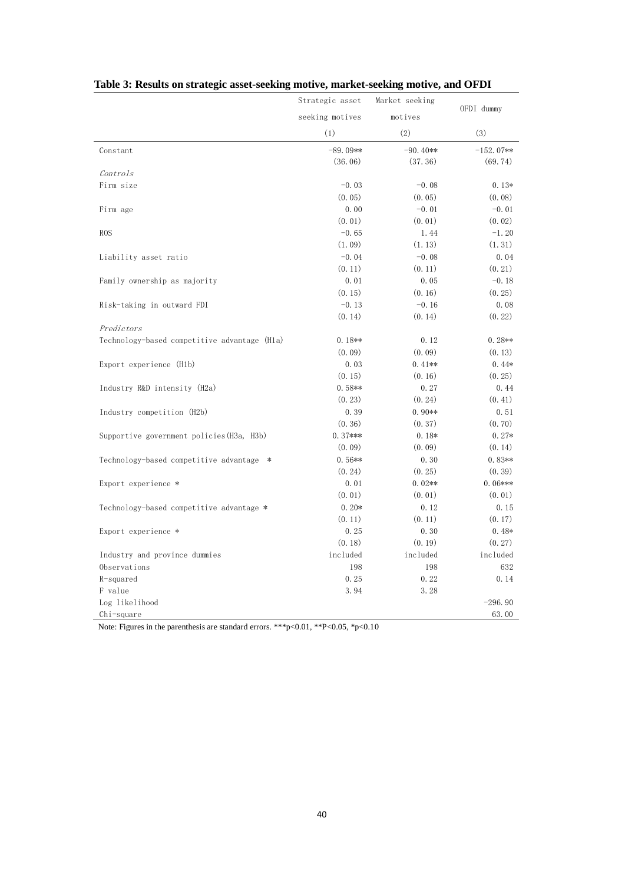**Table 3: Results on strategic asset-seeking motive, market-seeking motive, and OFDI**

| | Strategic asset seeking motives | Market seeking motives | OFDI dummy |
|---|---|---|---|
| | (1) | (2) | (3) |
| Constant | -89.09** | -90.40** | -152.07** |
| | (36.06) | (37.36) | (69.74) |
| *Controls* | | | |
| Firm size | -0.03 | -0.08 | 0.13* |
| | (0.05) | (0.05) | (0.08) |
| Firm age | 0.00 | -0.01 | -0.01 |
| | (0.01) | (0.01) | (0.02) |
| ROS | -0.65 | 1.44 | -1.20 |
| | (1.09) | (1.13) | (1.31) |
| Liability asset ratio | -0.04 | -0.08 | 0.04 |
| | (0.11) | (0.11) | (0.21) |
| Family ownership as majority | 0.01 | 0.05 | -0.18 |
| | (0.15) | (0.16) | (0.25) |
| Risk-taking in outward FDI | -0.13 | -0.16 | 0.08 |
| | (0.14) | (0.14) | (0.22) |
| *Predictors* | | | |
| Technology-based competitive advantage (H1a) | 0.18** | 0.12 | 0.28** |
| | (0.09) | (0.09) | (0.13) |
| Export experience (H1b) | 0.03 | 0.41** | 0.44* |
| | (0.15) | (0.16) | (0.25) |
| Industry R&D intensity (H2a) | 0.58** | 0.27 | 0.44 |
| | (0.23) | (0.24) | (0.41) |
| Industry competition (H2b) | 0.39 | 0.90** | 0.51 |
| | (0.36) | (0.37) | (0.70) |
| Supportive government policies (H3a, H3b) | 0.37*** | 0.18* | 0.27* |
| | (0.09) | (0.09) | (0.14) |
| Technology-based competitive advantage * | 0.56** | 0.30 | 0.83** |
| | (0.24) | (0.25) | (0.39) |
| Export experience * | 0.01 | 0.02** | 0.06*** |
| | (0.01) | (0.01) | (0.01) |
| Technology-based competitive advantage * | 0.20* | 0.12 | 0.15 |
| | (0.11) | (0.11) | (0.17) |
| Export experience * | 0.25 | 0.30 | 0.48* |
| | (0.18) | (0.19) | (0.27) |
| Industry and province dummies | included | included | included |
| Observations | 198 | 198 | 632 |
| R-squared | 0.25 | 0.22 | 0.14 |
| F value | 3.94 | 3.28 | |
| Log likelihood | | | -296.90 |
| Chi-square | | | 63.00 |

Note: Figures in the parenthesis are standard errors. ***p<0.01, **P<0.05, *p<0.10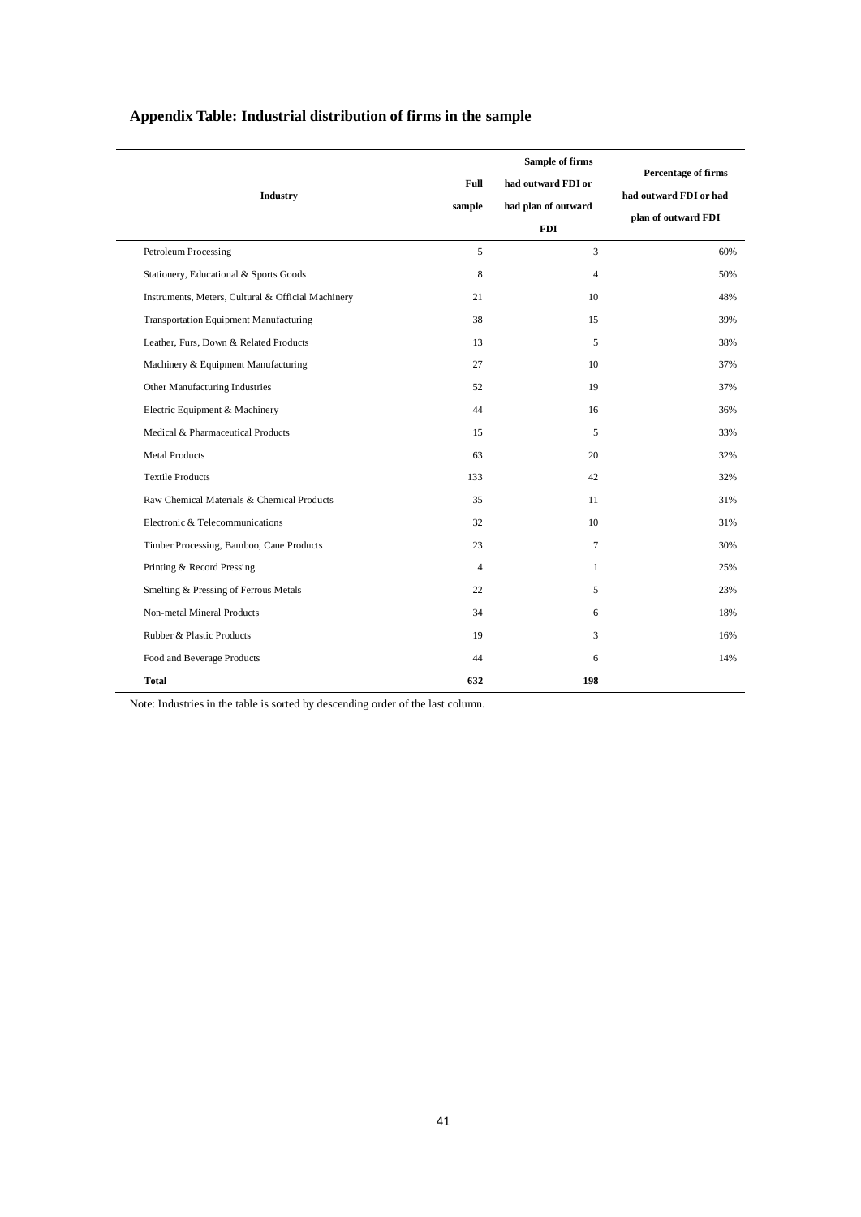## Appendix Table: Industrial distribution of firms in the sample

| Industry | Full sample | Sample of firms had outward FDI or had plan of outward FDI | Percentage of firms had outward FDI or had plan of outward FDI |
|---|---|---|---|
| Petroleum Processing | 5 | 3 | 60% |
| Stationery, Educational & Sports Goods | 8 | 4 | 50% |
| Instruments, Meters, Cultural & Official Machinery | 21 | 10 | 48% |
| Transportation Equipment Manufacturing | 38 | 15 | 39% |
| Leather, Furs, Down & Related Products | 13 | 5 | 38% |
| Machinery & Equipment Manufacturing | 27 | 10 | 37% |
| Other Manufacturing Industries | 52 | 19 | 37% |
| Electric Equipment & Machinery | 44 | 16 | 36% |
| Medical & Pharmaceutical Products | 15 | 5 | 33% |
| Metal Products | 63 | 20 | 32% |
| Textile Products | 133 | 42 | 32% |
| Raw Chemical Materials & Chemical Products | 35 | 11 | 31% |
| Electronic & Telecommunications | 32 | 10 | 31% |
| Timber Processing, Bamboo, Cane Products | 23 | 7 | 30% |
| Printing & Record Pressing | 4 | 1 | 25% |
| Smelting & Pressing of Ferrous Metals | 22 | 5 | 23% |
| Non-metal Mineral Products | 34 | 6 | 18% |
| Rubber & Plastic Products | 19 | 3 | 16% |
| Food and Beverage Products | 44 | 6 | 14% |
| **Total** | **632** | **198** | |

Note: Industries in the table is sorted by descending order of the last column.